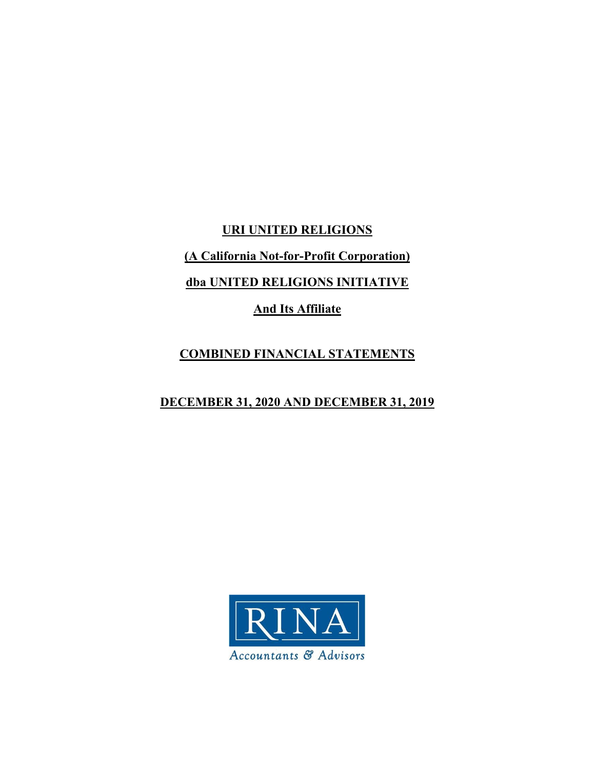**URI UNITED RELIGIONS**

**(A California Not-for-Profit Corporation)**

**dba UNITED RELIGIONS INITIATIVE**

**And Its Affiliate**

**COMBINED FINANCIAL STATEMENTS**

**DECEMBER 31, 2020 AND DECEMBER 31, 2019**

RINA

Accountants & Advisors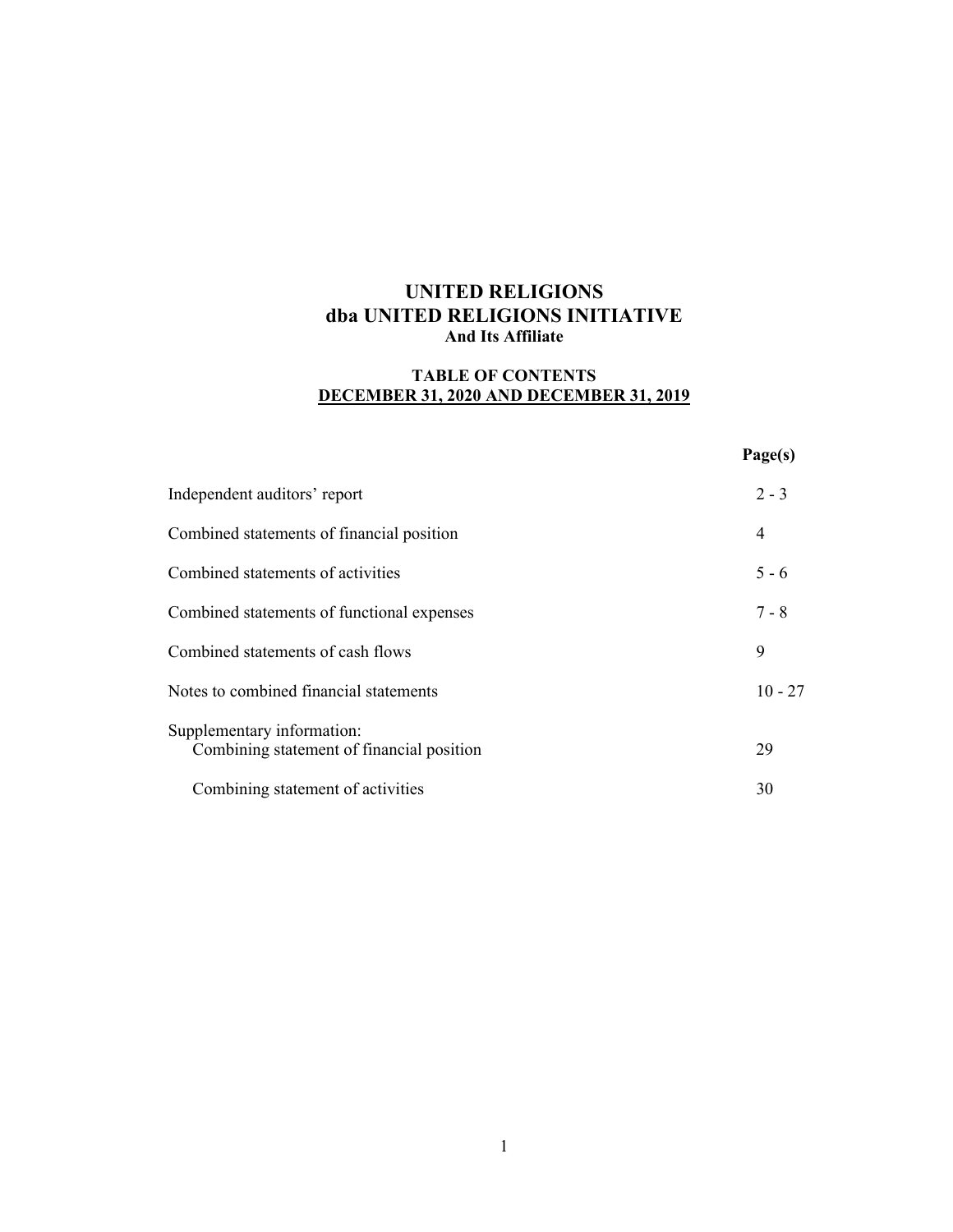# UNITED RELIGIONS
# dba UNITED RELIGIONS INITIATIVE
**And Its Affiliate**

**TABLE OF CONTENTS**
**DECEMBER 31, 2020 AND DECEMBER 31, 2019**

| | Page(s) |
|---|---|
| Independent auditors' report | 2 - 3 |
| Combined statements of financial position | 4 |
| Combined statements of activities | 5 - 6 |
| Combined statements of functional expenses | 7 - 8 |
| Combined statements of cash flows | 9 |
| Notes to combined financial statements | 10 - 27 |
| Supplementary information: | |
| Combining statement of financial position | 29 |
| Combining statement of activities | 30 |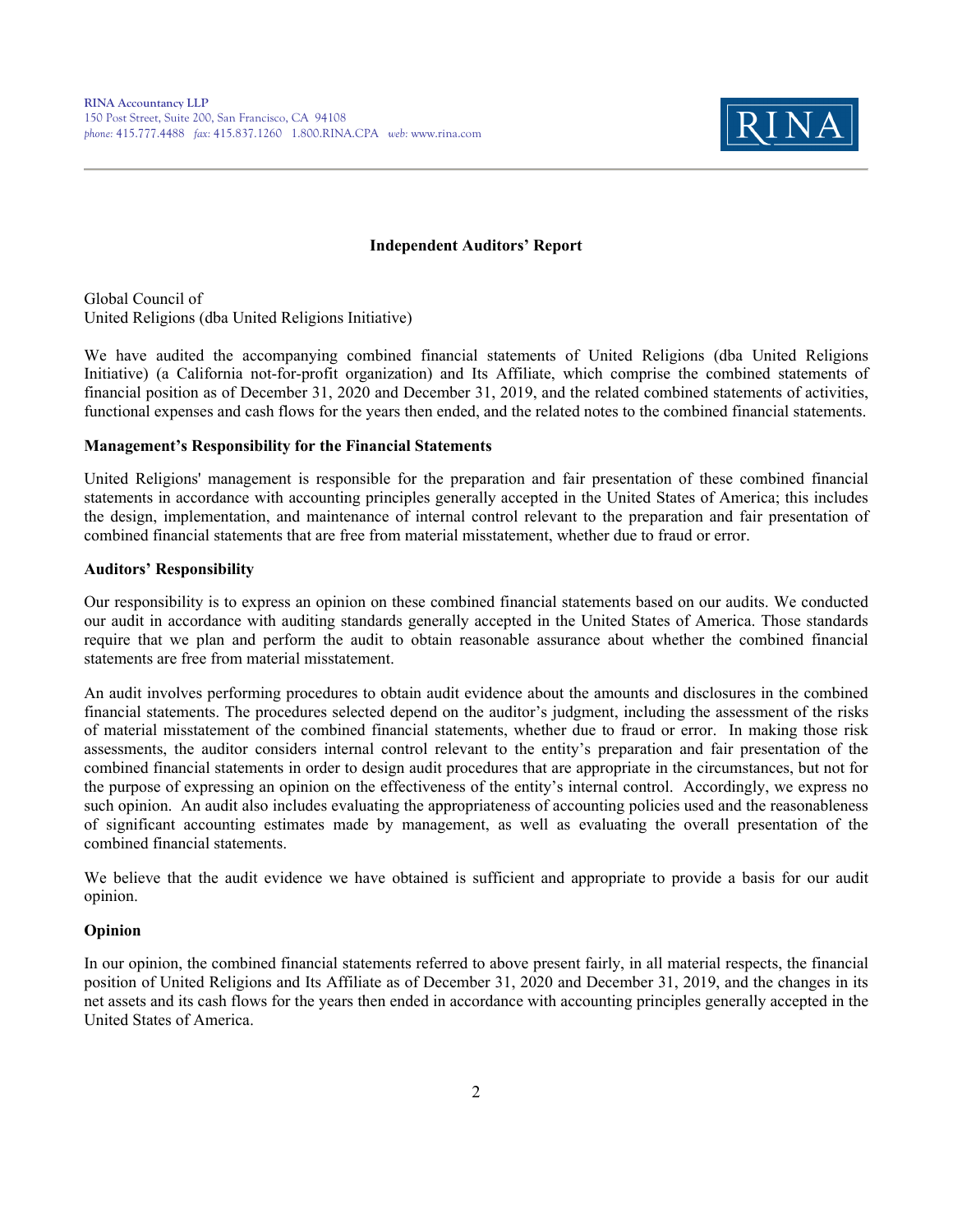RINA Accountancy LLP
150 Post Street, Suite 200, San Francisco, CA 94108
*phone:* 415.777.4488 *fax:* 415.837.1260 1.800.RINA.CPA *web:* www.rina.com

**Independent Auditors' Report**

Global Council of
United Religions (dba United Religions Initiative)

We have audited the accompanying combined financial statements of United Religions (dba United Religions Initiative) (a California not-for-profit organization) and Its Affiliate, which comprise the combined statements of financial position as of December 31, 2020 and December 31, 2019, and the related combined statements of activities, functional expenses and cash flows for the years then ended, and the related notes to the combined financial statements.

**Management's Responsibility for the Financial Statements**

United Religions' management is responsible for the preparation and fair presentation of these combined financial statements in accordance with accounting principles generally accepted in the United States of America; this includes the design, implementation, and maintenance of internal control relevant to the preparation and fair presentation of combined financial statements that are free from material misstatement, whether due to fraud or error.

**Auditors' Responsibility**

Our responsibility is to express an opinion on these combined financial statements based on our audits. We conducted our audit in accordance with auditing standards generally accepted in the United States of America. Those standards require that we plan and perform the audit to obtain reasonable assurance about whether the combined financial statements are free from material misstatement.

An audit involves performing procedures to obtain audit evidence about the amounts and disclosures in the combined financial statements. The procedures selected depend on the auditor's judgment, including the assessment of the risks of material misstatement of the combined financial statements, whether due to fraud or error. In making those risk assessments, the auditor considers internal control relevant to the entity's preparation and fair presentation of the combined financial statements in order to design audit procedures that are appropriate in the circumstances, but not for the purpose of expressing an opinion on the effectiveness of the entity's internal control. Accordingly, we express no such opinion. An audit also includes evaluating the appropriateness of accounting policies used and the reasonableness of significant accounting estimates made by management, as well as evaluating the overall presentation of the combined financial statements.

We believe that the audit evidence we have obtained is sufficient and appropriate to provide a basis for our audit opinion.

**Opinion**

In our opinion, the combined financial statements referred to above present fairly, in all material respects, the financial position of United Religions and Its Affiliate as of December 31, 2020 and December 31, 2019, and the changes in its net assets and its cash flows for the years then ended in accordance with accounting principles generally accepted in the United States of America.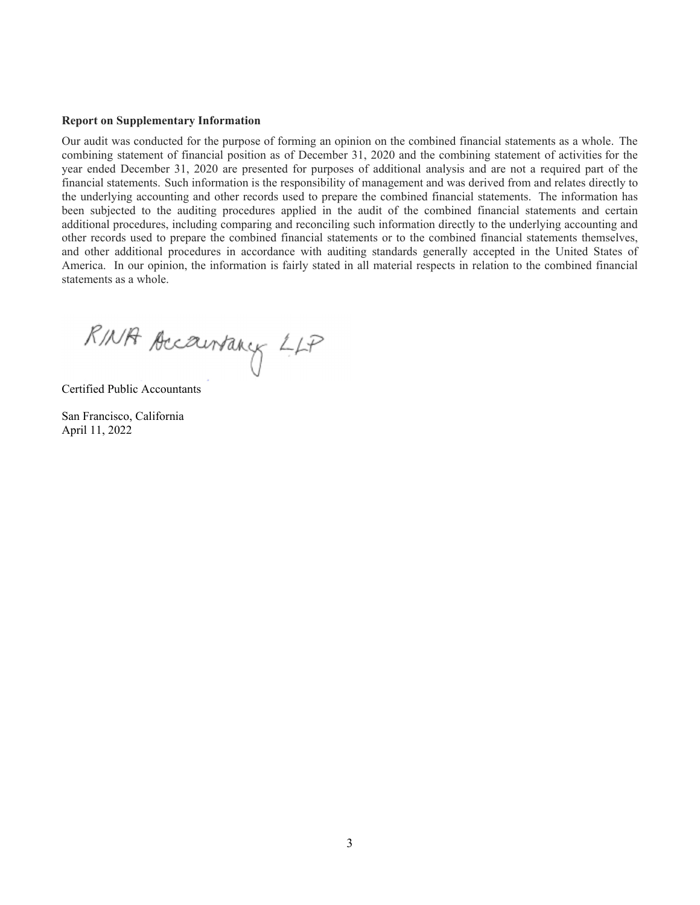**Report on Supplementary Information**

Our audit was conducted for the purpose of forming an opinion on the combined financial statements as a whole. The combining statement of financial position as of December 31, 2020 and the combining statement of activities for the year ended December 31, 2020 are presented for purposes of additional analysis and are not a required part of the financial statements. Such information is the responsibility of management and was derived from and relates directly to the underlying accounting and other records used to prepare the combined financial statements. The information has been subjected to the auditing procedures applied in the audit of the combined financial statements and certain additional procedures, including comparing and reconciling such information directly to the underlying accounting and other records used to prepare the combined financial statements or to the combined financial statements themselves, and other additional procedures in accordance with auditing standards generally accepted in the United States of America. In our opinion, the information is fairly stated in all material respects in relation to the combined financial statements as a whole.

RINA Accountancy LLP

Certified Public Accountants

San Francisco, California
April 11, 2022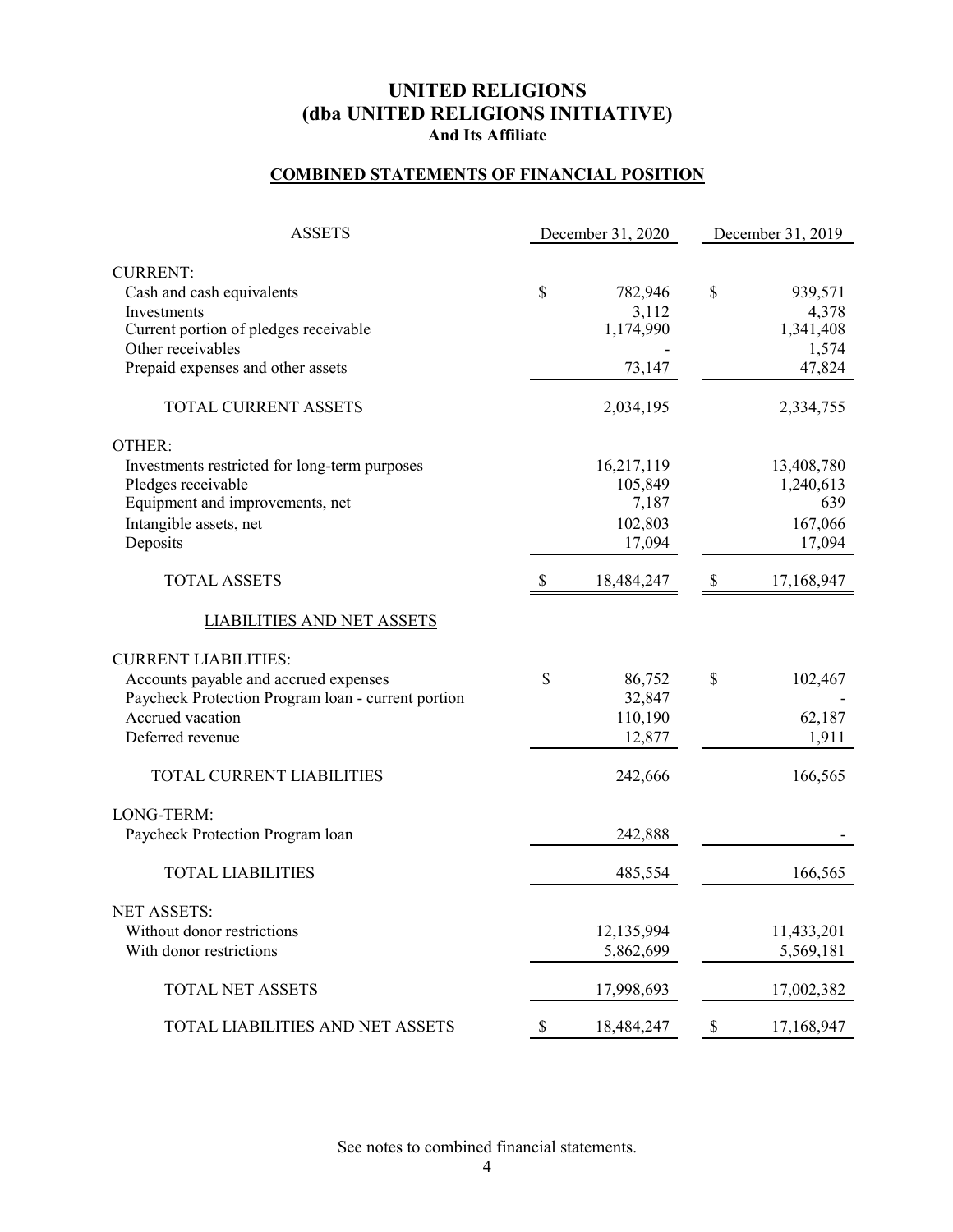# UNITED RELIGIONS
# (dba UNITED RELIGIONS INITIATIVE)
### And Its Affiliate

## COMBINED STATEMENTS OF FINANCIAL POSITION

| ASSETS | December 31, 2020 | December 31, 2019 |
|---|---|---|
| CURRENT: | | |
| Cash and cash equivalents | $ 782,946 | $ 939,571 |
| Investments | 3,112 | 4,378 |
| Current portion of pledges receivable | 1,174,990 | 1,341,408 |
| Other receivables | - | 1,574 |
| Prepaid expenses and other assets | 73,147 | 47,824 |
| TOTAL CURRENT ASSETS | 2,034,195 | 2,334,755 |
| OTHER: | | |
| Investments restricted for long-term purposes | 16,217,119 | 13,408,780 |
| Pledges receivable | 105,849 | 1,240,613 |
| Equipment and improvements, net | 7,187 | 639 |
| Intangible assets, net | 102,803 | 167,066 |
| Deposits | 17,094 | 17,094 |
| TOTAL ASSETS | $ 18,484,247 | $ 17,168,947 |
| LIABILITIES AND NET ASSETS | | |
| CURRENT LIABILITIES: | | |
| Accounts payable and accrued expenses | $ 86,752 | $ 102,467 |
| Paycheck Protection Program loan - current portion | 32,847 | - |
| Accrued vacation | 110,190 | 62,187 |
| Deferred revenue | 12,877 | 1,911 |
| TOTAL CURRENT LIABILITIES | 242,666 | 166,565 |
| LONG-TERM: | | |
| Paycheck Protection Program loan | 242,888 | - |
| TOTAL LIABILITIES | 485,554 | 166,565 |
| NET ASSETS: | | |
| Without donor restrictions | 12,135,994 | 11,433,201 |
| With donor restrictions | 5,862,699 | 5,569,181 |
| TOTAL NET ASSETS | 17,998,693 | 17,002,382 |
| TOTAL LIABILITIES AND NET ASSETS | $ 18,484,247 | $ 17,168,947 |

See notes to combined financial statements.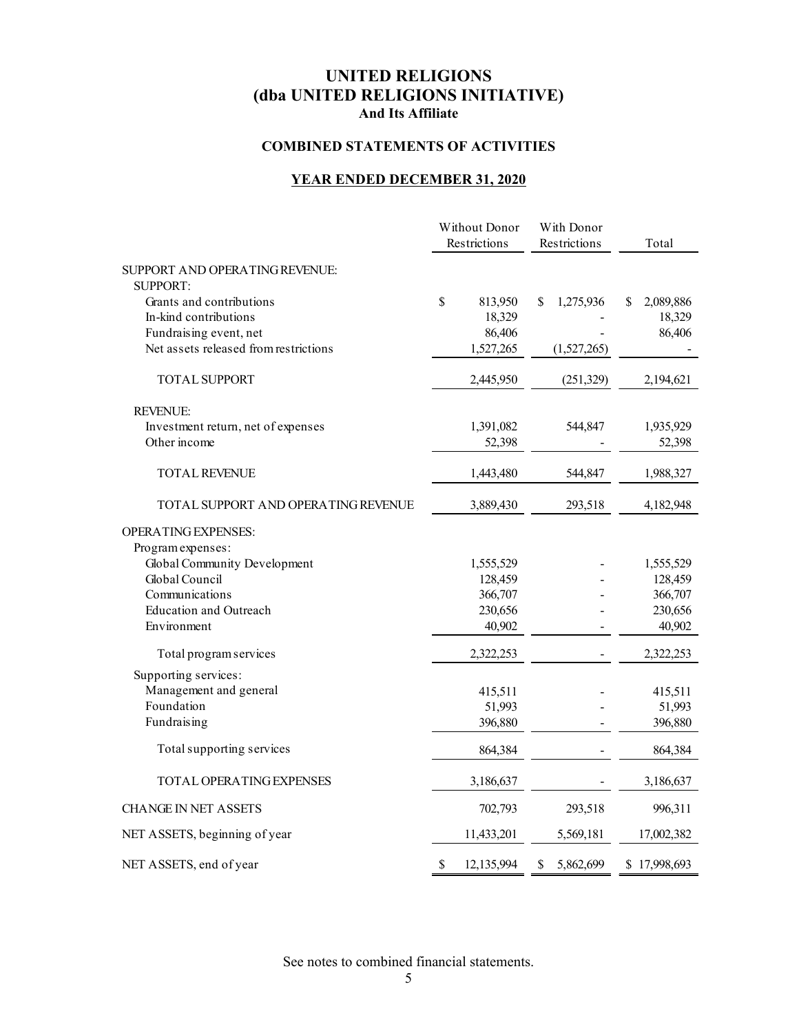# UNITED RELIGIONS
# (dba UNITED RELIGIONS INITIATIVE)
### And Its Affiliate

## COMBINED STATEMENTS OF ACTIVITIES

### YEAR ENDED DECEMBER 31, 2020

| | Without Donor Restrictions | With Donor Restrictions | Total |
|---|---|---|---|
| SUPPORT AND OPERATING REVENUE: | | | |
| SUPPORT: | | | |
| Grants and contributions | $ 813,950 | $ 1,275,936 | $ 2,089,886 |
| In-kind contributions | 18,329 | - | 18,329 |
| Fundraising event, net | 86,406 | - | 86,406 |
| Net assets released from restrictions | 1,527,265 | (1,527,265) | - |
| TOTAL SUPPORT | 2,445,950 | (251,329) | 2,194,621 |
| REVENUE: | | | |
| Investment return, net of expenses | 1,391,082 | 544,847 | 1,935,929 |
| Other income | 52,398 | - | 52,398 |
| TOTAL REVENUE | 1,443,480 | 544,847 | 1,988,327 |
| TOTAL SUPPORT AND OPERATING REVENUE | 3,889,430 | 293,518 | 4,182,948 |
| OPERATING EXPENSES: | | | |
| Program expenses: | | | |
| Global Community Development | 1,555,529 | - | 1,555,529 |
| Global Council | 128,459 | - | 128,459 |
| Communications | 366,707 | - | 366,707 |
| Education and Outreach | 230,656 | - | 230,656 |
| Environment | 40,902 | - | 40,902 |
| Total program services | 2,322,253 | - | 2,322,253 |
| Supporting services: | | | |
| Management and general | 415,511 | - | 415,511 |
| Foundation | 51,993 | - | 51,993 |
| Fundraising | 396,880 | - | 396,880 |
| Total supporting services | 864,384 | - | 864,384 |
| TOTAL OPERATING EXPENSES | 3,186,637 | - | 3,186,637 |
| CHANGE IN NET ASSETS | 702,793 | 293,518 | 996,311 |
| NET ASSETS, beginning of year | 11,433,201 | 5,569,181 | 17,002,382 |
| NET ASSETS, end of year | $ 12,135,994 | $ 5,862,699 | $ 17,998,693 |

See notes to combined financial statements.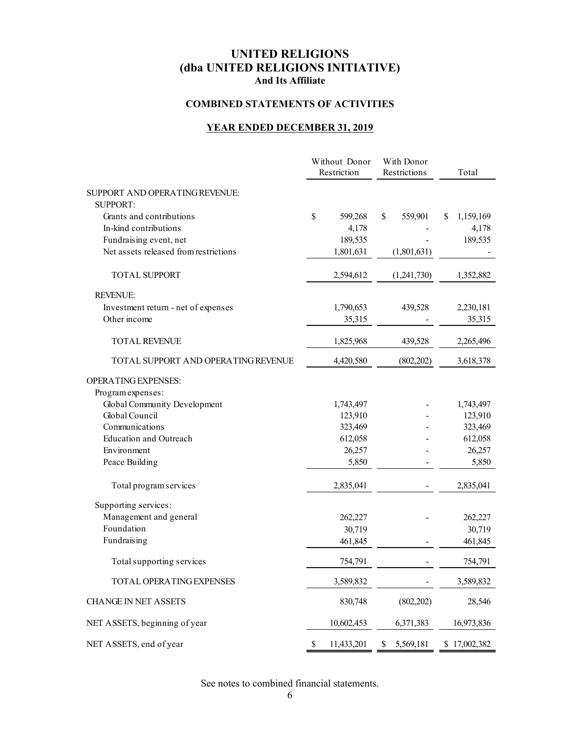# UNITED RELIGIONS
# (dba UNITED RELIGIONS INITIATIVE)
### And Its Affiliate

## COMBINED STATEMENTS OF ACTIVITIES

## YEAR ENDED DECEMBER 31, 2019

| | Without Donor Restriction | With Donor Restrictions | Total |
|---|---|---|---|
| SUPPORT AND OPERATING REVENUE: | | | |
| SUPPORT: | | | |
| Grants and contributions | $ 599,268 | $ 559,901 | $ 1,159,169 |
| In-kind contributions | 4,178 | - | 4,178 |
| Fundraising event, net | 189,535 | - | 189,535 |
| Net assets released from restrictions | 1,801,631 | (1,801,631) | - |
| TOTAL SUPPORT | 2,594,612 | (1,241,730) | 1,352,882 |
| REVENUE: | | | |
| Investment return - net of expenses | 1,790,653 | 439,528 | 2,230,181 |
| Other income | 35,315 | - | 35,315 |
| TOTAL REVENUE | 1,825,968 | 439,528 | 2,265,496 |
| TOTAL SUPPORT AND OPERATING REVENUE | 4,420,580 | (802,202) | 3,618,378 |
| OPERATING EXPENSES: | | | |
| Program expenses: | | | |
| Global Community Development | 1,743,497 | - | 1,743,497 |
| Global Council | 123,910 | - | 123,910 |
| Communications | 323,469 | - | 323,469 |
| Education and Outreach | 612,058 | - | 612,058 |
| Environment | 26,257 | - | 26,257 |
| Peace Building | 5,850 | - | 5,850 |
| Total program services | 2,835,041 | - | 2,835,041 |
| Supporting services: | | | |
| Management and general | 262,227 | - | 262,227 |
| Foundation | 30,719 | | 30,719 |
| Fundraising | 461,845 | - | 461,845 |
| Total supporting services | 754,791 | - | 754,791 |
| TOTAL OPERATING EXPENSES | 3,589,832 | - | 3,589,832 |
| CHANGE IN NET ASSETS | 830,748 | (802,202) | 28,546 |
| NET ASSETS, beginning of year | 10,602,453 | 6,371,383 | 16,973,836 |
| NET ASSETS, end of year | $ 11,433,201 | $ 5,569,181 | $ 17,002,382 |

See notes to combined financial statements.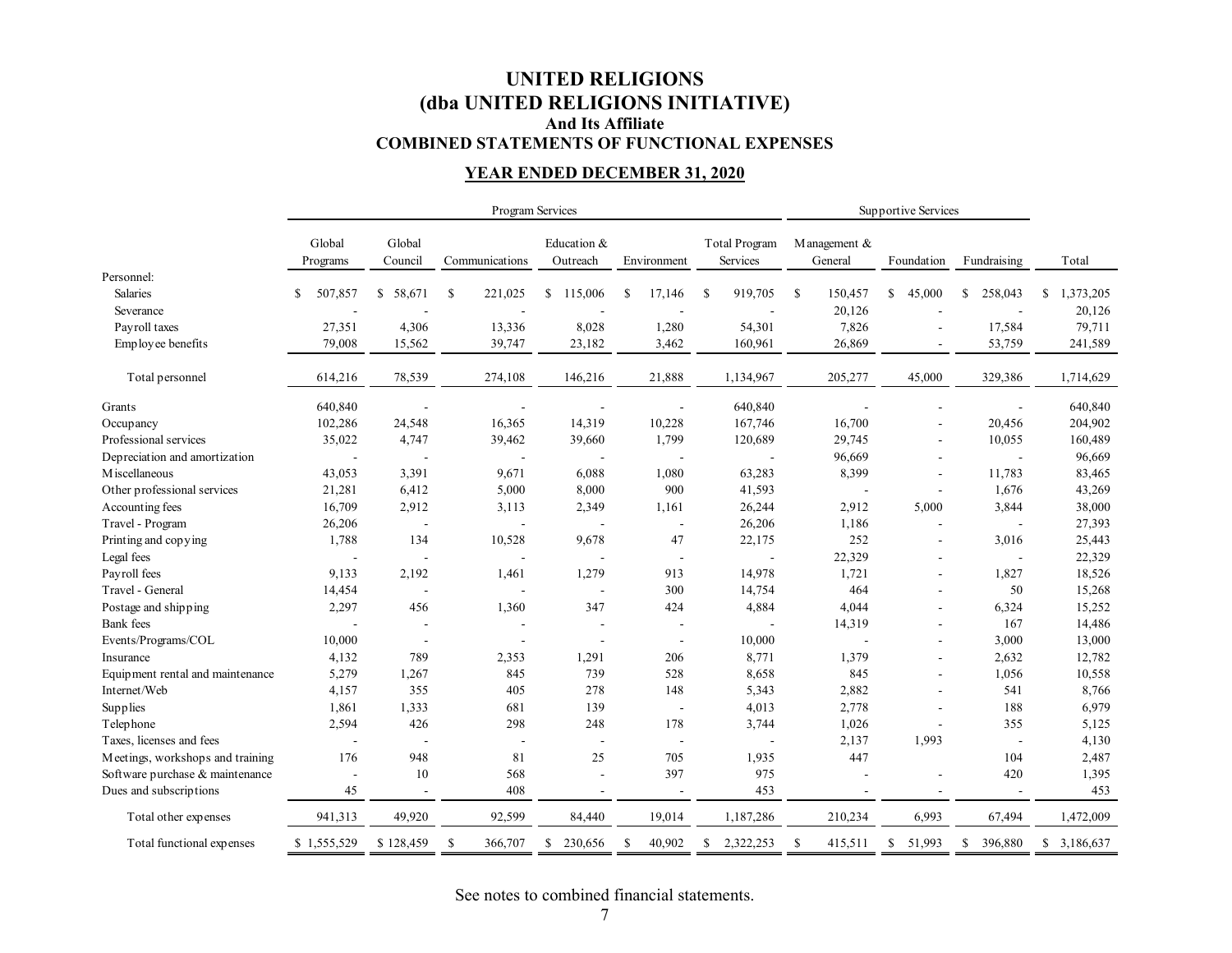# UNITED RELIGIONS
## (dba UNITED RELIGIONS INITIATIVE)
### And Its Affiliate
### COMBINED STATEMENTS OF FUNCTIONAL EXPENSES

**YEAR ENDED DECEMBER 31, 2020**

| | Program Services | | | | | | Supportive Services | | | |
|---|---|---|---|---|---|---|---|---|---|---|
| | Global Programs | Global Council | Communications | Education & Outreach | Environment | Total Program Services | Management & General | Foundation | Fundraising | Total |
| Personnel: | | | | | | | | | | |
| Salaries | $ 507,857 | $ 58,671 | $ 221,025 | $ 115,006 | $ 17,146 | $ 919,705 | $ 150,457 | $ 45,000 | $ 258,043 | $ 1,373,205 |
| Severance | - | - | - | - | - | - | 20,126 | - | - | 20,126 |
| Payroll taxes | 27,351 | 4,306 | 13,336 | 8,028 | 1,280 | 54,301 | 7,826 | - | 17,584 | 79,711 |
| Employee benefits | 79,008 | 15,562 | 39,747 | 23,182 | 3,462 | 160,961 | 26,869 | - | 53,759 | 241,589 |
| Total personnel | 614,216 | 78,539 | 274,108 | 146,216 | 21,888 | 1,134,967 | 205,277 | 45,000 | 329,386 | 1,714,629 |
| Grants | 640,840 | - | - | - | - | 640,840 | - | - | - | 640,840 |
| Occupancy | 102,286 | 24,548 | 16,365 | 14,319 | 10,228 | 167,746 | 16,700 | - | 20,456 | 204,902 |
| Professional services | 35,022 | 4,747 | 39,462 | 39,660 | 1,799 | 120,689 | 29,745 | - | 10,055 | 160,489 |
| Depreciation and amortization | - | - | - | - | - | - | 96,669 | - | - | 96,669 |
| Miscellaneous | 43,053 | 3,391 | 9,671 | 6,088 | 1,080 | 63,283 | 8,399 | - | 11,783 | 83,465 |
| Other professional services | 21,281 | 6,412 | 5,000 | 8,000 | 900 | 41,593 | - | - | 1,676 | 43,269 |
| Accounting fees | 16,709 | 2,912 | 3,113 | 2,349 | 1,161 | 26,244 | 2,912 | 5,000 | 3,844 | 38,000 |
| Travel - Program | 26,206 | - | - | - | - | 26,206 | 1,186 | - | - | 27,393 |
| Printing and copying | 1,788 | 134 | 10,528 | 9,678 | 47 | 22,175 | 252 | - | 3,016 | 25,443 |
| Legal fees | - | - | - | - | - | - | 22,329 | - | - | 22,329 |
| Payroll fees | 9,133 | 2,192 | 1,461 | 1,279 | 913 | 14,978 | 1,721 | - | 1,827 | 18,526 |
| Travel - General | 14,454 | - | - | - | 300 | 14,754 | 464 | - | 50 | 15,268 |
| Postage and shipping | 2,297 | 456 | 1,360 | 347 | 424 | 4,884 | 4,044 | - | 6,324 | 15,252 |
| Bank fees | - | - | - | - | - | - | 14,319 | - | 167 | 14,486 |
| Events/Programs/COL | 10,000 | - | - | - | - | 10,000 | - | - | 3,000 | 13,000 |
| Insurance | 4,132 | 789 | 2,353 | 1,291 | 206 | 8,771 | 1,379 | - | 2,632 | 12,782 |
| Equipment rental and maintenance | 5,279 | 1,267 | 845 | 739 | 528 | 8,658 | 845 | - | 1,056 | 10,558 |
| Internet/Web | 4,157 | 355 | 405 | 278 | 148 | 5,343 | 2,882 | - | 541 | 8,766 |
| Supplies | 1,861 | 1,333 | 681 | 139 | - | 4,013 | 2,778 | - | 188 | 6,979 |
| Telephone | 2,594 | 426 | 298 | 248 | 178 | 3,744 | 1,026 | - | 355 | 5,125 |
| Taxes, licenses and fees | - | - | - | - | - | - | 2,137 | 1,993 | - | 4,130 |
| Meetings, workshops and training | 176 | 948 | 81 | 25 | 705 | 1,935 | 447 | | 104 | 2,487 |
| Software purchase & maintenance | - | 10 | 568 | - | 397 | 975 | - | - | 420 | 1,395 |
| Dues and subscriptions | 45 | - | 408 | - | - | 453 | - | - | - | 453 |
| Total other expenses | 941,313 | 49,920 | 92,599 | 84,440 | 19,014 | 1,187,286 | 210,234 | 6,993 | 67,494 | 1,472,009 |
| Total functional expenses | $ 1,555,529 | $ 128,459 | $ 366,707 | $ 230,656 | $ 40,902 | $ 2,322,253 | $ 415,511 | $ 51,993 | $ 396,880 | $ 3,186,637 |

See notes to combined financial statements.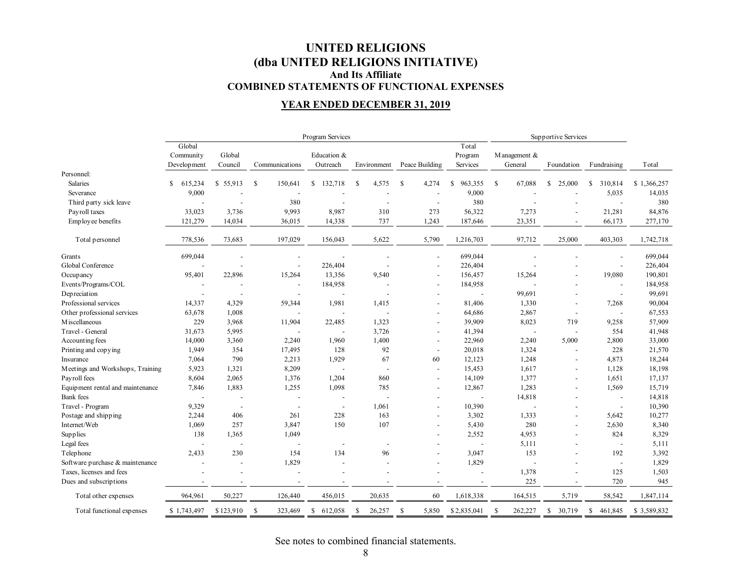# UNITED RELIGIONS
# (dba UNITED RELIGIONS INITIATIVE)
### And Its Affiliate
### COMBINED STATEMENTS OF FUNCTIONAL EXPENSES

**YEAR ENDED DECEMBER 31, 2019**

| | Program Services | | | | | | | Supportive Services | | | |
|---|---|---|---|---|---|---|---|---|---|---|---|
| | Global Community Development | Global Council | Communications | Education & Outreach | Environment | Peace Building | Total Program Services | Management & General | Foundation | Fundraising | Total |
| Personnel: | | | | | | | | | | | |
| Salaries | $ 615,234 | $ 55,913 | $ 150,641 | $ 132,718 | $ 4,575 | $ 4,274 | $ 963,355 | $ 67,088 | $ 25,000 | $ 310,814 | $ 1,366,257 |
| Severance | 9,000 | - | - | - | - | - | 9,000 | - | - | 5,035 | 14,035 |
| Third party sick leave | - | - | 380 | - | - | - | 380 | - | - | - | 380 |
| Payroll taxes | 33,023 | 3,736 | 9,993 | 8,987 | 310 | 273 | 56,322 | 7,273 | - | 21,281 | 84,876 |
| Employee benefits | 121,279 | 14,034 | 36,015 | 14,338 | 737 | 1,243 | 187,646 | 23,351 | - | 66,173 | 277,170 |
| Total personnel | 778,536 | 73,683 | 197,029 | 156,043 | 5,622 | 5,790 | 1,216,703 | 97,712 | 25,000 | 403,303 | 1,742,718 |
| Grants | 699,044 | - | - | - | - | - | 699,044 | - | - | - | 699,044 |
| Global Conference | - | - | - | 226,404 | - | - | 226,404 | - | - | - | 226,404 |
| Occupancy | 95,401 | 22,896 | 15,264 | 13,356 | 9,540 | - | 156,457 | 15,264 | - | 19,080 | 190,801 |
| Events/Programs/COL | - | - | - | 184,958 | - | - | 184,958 | - | - | - | 184,958 |
| Depreciation | - | - | - | - | - | - | - | 99,691 | - | - | 99,691 |
| Professional services | 14,337 | 4,329 | 59,344 | 1,981 | 1,415 | - | 81,406 | 1,330 | - | 7,268 | 90,004 |
| Other professional services | 63,678 | 1,008 | - | - | - | - | 64,686 | 2,867 | - | - | 67,553 |
| Miscellaneous | 229 | 3,968 | 11,904 | 22,485 | 1,323 | - | 39,909 | 8,023 | 719 | 9,258 | 57,909 |
| Travel - General | 31,673 | 5,995 | - | - | 3,726 | - | 41,394 | - | - | 554 | 41,948 |
| Accounting fees | 14,000 | 3,360 | 2,240 | 1,960 | 1,400 | - | 22,960 | 2,240 | 5,000 | 2,800 | 33,000 |
| Printing and copying | 1,949 | 354 | 17,495 | 128 | 92 | - | 20,018 | 1,324 | - | 228 | 21,570 |
| Insurance | 7,064 | 790 | 2,213 | 1,929 | 67 | 60 | 12,123 | 1,248 | - | 4,873 | 18,244 |
| Meetings and Workshops, Training | 5,923 | 1,321 | 8,209 | - | - | - | 15,453 | 1,617 | - | 1,128 | 18,198 |
| Payroll fees | 8,604 | 2,065 | 1,376 | 1,204 | 860 | - | 14,109 | 1,377 | - | 1,651 | 17,137 |
| Equipment rental and maintenance | 7,846 | 1,883 | 1,255 | 1,098 | 785 | - | 12,867 | 1,283 | - | 1,569 | 15,719 |
| Bank fees | - | - | - | - | - | - | - | 14,818 | - | - | 14,818 |
| Travel - Program | 9,329 | - | - | - | 1,061 | - | 10,390 | - | - | - | 10,390 |
| Postage and shipping | 2,244 | 406 | 261 | 228 | 163 | - | 3,302 | 1,333 | - | 5,642 | 10,277 |
| Internet/Web | 1,069 | 257 | 3,847 | 150 | 107 | - | 5,430 | 280 | - | 2,630 | 8,340 |
| Supplies | 138 | 1,365 | 1,049 | | | - | 2,552 | 4,953 | - | 824 | 8,329 |
| Legal fees | - | - | - | - | - | - | - | 5,111 | - | - | 5,111 |
| Telephone | 2,433 | 230 | 154 | 134 | 96 | - | 3,047 | 153 | - | 192 | 3,392 |
| Software purchase & maintenance | - | - | 1,829 | - | - | - | 1,829 | - | - | - | 1,829 |
| Taxes, licenses and fees | - | - | - | - | - | - | - | 1,378 | - | 125 | 1,503 |
| Dues and subscriptions | - | - | - | - | - | - | - | 225 | - | 720 | 945 |
| Total other expenses | 964,961 | 50,227 | 126,440 | 456,015 | 20,635 | 60 | 1,618,338 | 164,515 | 5,719 | 58,542 | 1,847,114 |
| Total functional expenses | $ 1,743,497 | $ 123,910 | $ 323,469 | $ 612,058 | $ 26,257 | $ 5,850 | $ 2,835,041 | $ 262,227 | $ 30,719 | $ 461,845 | $ 3,589,832 |

See notes to combined financial statements.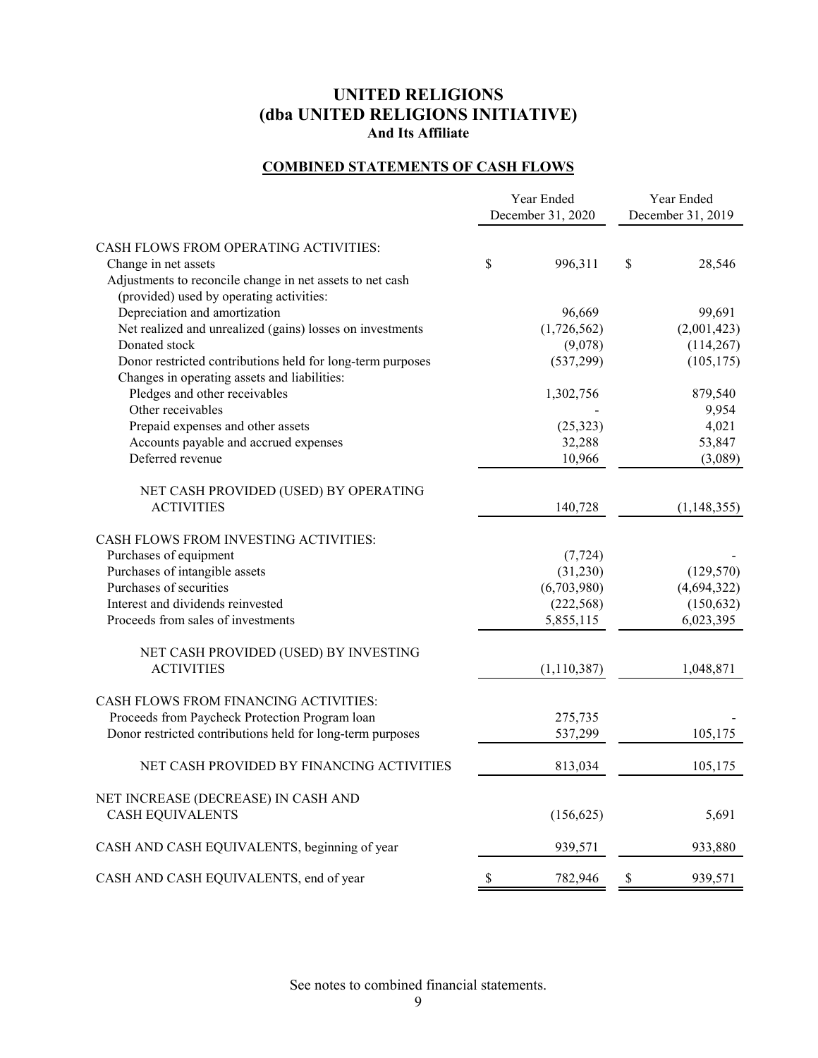# UNITED RELIGIONS
# (dba UNITED RELIGIONS INITIATIVE)
### And Its Affiliate

## COMBINED STATEMENTS OF CASH FLOWS

| | Year Ended December 31, 2020 | Year Ended December 31, 2019 |
|---|---|---|
| CASH FLOWS FROM OPERATING ACTIVITIES: | | |
| Change in net assets | $ 996,311 | $ 28,546 |
| Adjustments to reconcile change in net assets to net cash (provided) used by operating activities: | | |
| Depreciation and amortization | 96,669 | 99,691 |
| Net realized and unrealized (gains) losses on investments | (1,726,562) | (2,001,423) |
| Donated stock | (9,078) | (114,267) |
| Donor restricted contributions held for long-term purposes | (537,299) | (105,175) |
| Changes in operating assets and liabilities: | | |
| Pledges and other receivables | 1,302,756 | 879,540 |
| Other receivables | - | 9,954 |
| Prepaid expenses and other assets | (25,323) | 4,021 |
| Accounts payable and accrued expenses | 32,288 | 53,847 |
| Deferred revenue | 10,966 | (3,089) |
| NET CASH PROVIDED (USED) BY OPERATING ACTIVITIES | 140,728 | (1,148,355) |
| CASH FLOWS FROM INVESTING ACTIVITIES: | | |
| Purchases of equipment | (7,724) | - |
| Purchases of intangible assets | (31,230) | (129,570) |
| Purchases of securities | (6,703,980) | (4,694,322) |
| Interest and dividends reinvested | (222,568) | (150,632) |
| Proceeds from sales of investments | 5,855,115 | 6,023,395 |
| NET CASH PROVIDED (USED) BY INVESTING ACTIVITIES | (1,110,387) | 1,048,871 |
| CASH FLOWS FROM FINANCING ACTIVITIES: | | |
| Proceeds from Paycheck Protection Program loan | 275,735 | - |
| Donor restricted contributions held for long-term purposes | 537,299 | 105,175 |
| NET CASH PROVIDED BY FINANCING ACTIVITIES | 813,034 | 105,175 |
| NET INCREASE (DECREASE) IN CASH AND CASH EQUIVALENTS | (156,625) | 5,691 |
| CASH AND CASH EQUIVALENTS, beginning of year | 939,571 | 933,880 |
| CASH AND CASH EQUIVALENTS, end of year | $ 782,946 | $ 939,571 |

See notes to combined financial statements.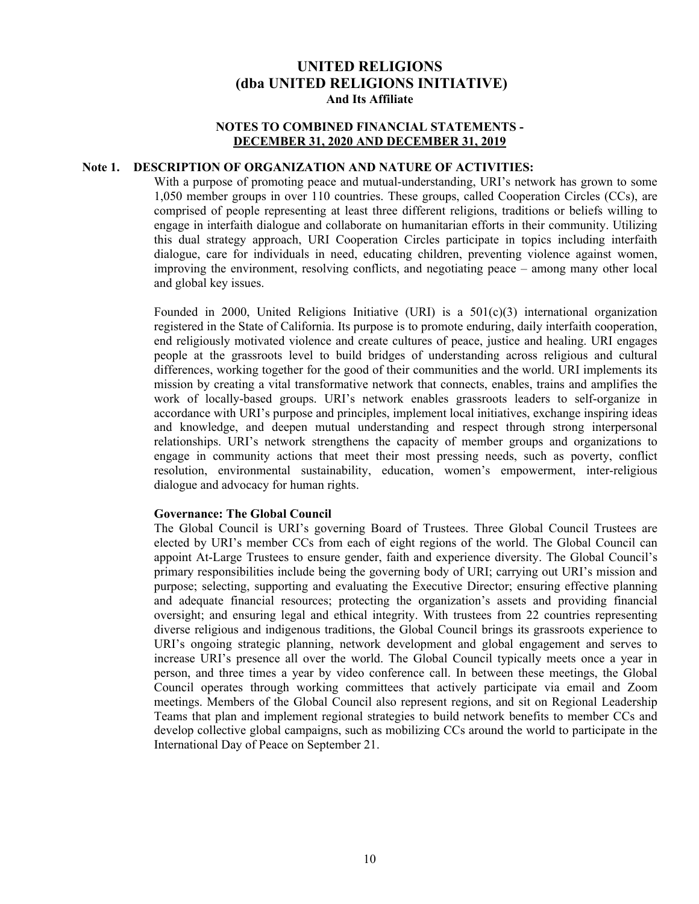# UNITED RELIGIONS
# (dba UNITED RELIGIONS INITIATIVE)
### And Its Affiliate

## NOTES TO COMBINED FINANCIAL STATEMENTS - DECEMBER 31, 2020 AND DECEMBER 31, 2019

### Note 1. DESCRIPTION OF ORGANIZATION AND NATURE OF ACTIVITIES:

With a purpose of promoting peace and mutual-understanding, URI's network has grown to some 1,050 member groups in over 110 countries. These groups, called Cooperation Circles (CCs), are comprised of people representing at least three different religions, traditions or beliefs willing to engage in interfaith dialogue and collaborate on humanitarian efforts in their community. Utilizing this dual strategy approach, URI Cooperation Circles participate in topics including interfaith dialogue, care for individuals in need, educating children, preventing violence against women, improving the environment, resolving conflicts, and negotiating peace – among many other local and global key issues.

Founded in 2000, United Religions Initiative (URI) is a 501(c)(3) international organization registered in the State of California. Its purpose is to promote enduring, daily interfaith cooperation, end religiously motivated violence and create cultures of peace, justice and healing. URI engages people at the grassroots level to build bridges of understanding across religious and cultural differences, working together for the good of their communities and the world. URI implements its mission by creating a vital transformative network that connects, enables, trains and amplifies the work of locally-based groups. URI's network enables grassroots leaders to self-organize in accordance with URI's purpose and principles, implement local initiatives, exchange inspiring ideas and knowledge, and deepen mutual understanding and respect through strong interpersonal relationships. URI's network strengthens the capacity of member groups and organizations to engage in community actions that meet their most pressing needs, such as poverty, conflict resolution, environmental sustainability, education, women's empowerment, inter-religious dialogue and advocacy for human rights.

**Governance: The Global Council**

The Global Council is URI's governing Board of Trustees. Three Global Council Trustees are elected by URI's member CCs from each of eight regions of the world. The Global Council can appoint At-Large Trustees to ensure gender, faith and experience diversity. The Global Council's primary responsibilities include being the governing body of URI; carrying out URI's mission and purpose; selecting, supporting and evaluating the Executive Director; ensuring effective planning and adequate financial resources; protecting the organization's assets and providing financial oversight; and ensuring legal and ethical integrity. With trustees from 22 countries representing diverse religious and indigenous traditions, the Global Council brings its grassroots experience to URI's ongoing strategic planning, network development and global engagement and serves to increase URI's presence all over the world. The Global Council typically meets once a year in person, and three times a year by video conference call. In between these meetings, the Global Council operates through working committees that actively participate via email and Zoom meetings. Members of the Global Council also represent regions, and sit on Regional Leadership Teams that plan and implement regional strategies to build network benefits to member CCs and develop collective global campaigns, such as mobilizing CCs around the world to participate in the International Day of Peace on September 21.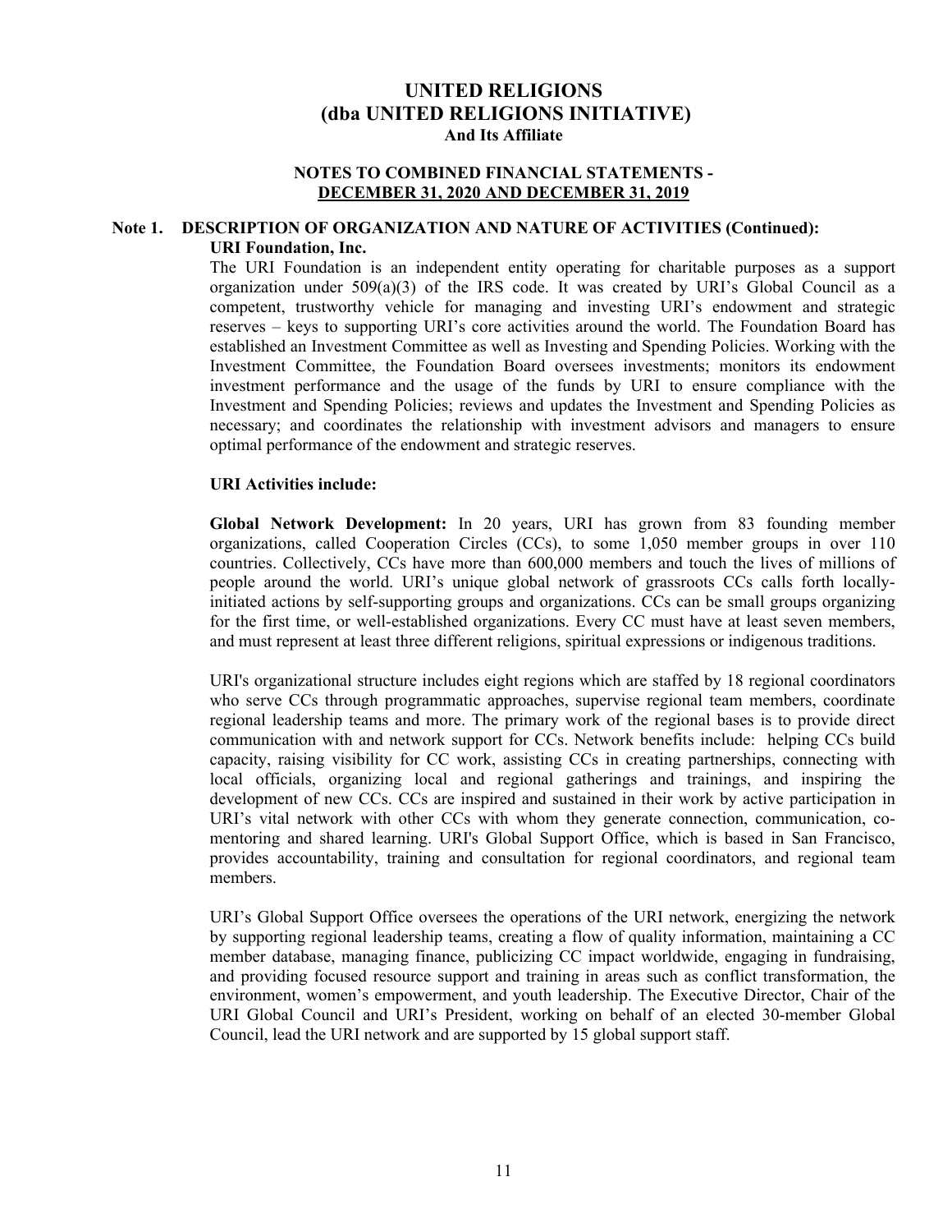# UNITED RELIGIONS
## (dba UNITED RELIGIONS INITIATIVE)
### And Its Affiliate

### NOTES TO COMBINED FINANCIAL STATEMENTS - DECEMBER 31, 2020 AND DECEMBER 31, 2019

## Note 1. DESCRIPTION OF ORGANIZATION AND NATURE OF ACTIVITIES (Continued):

**URI Foundation, Inc.**

The URI Foundation is an independent entity operating for charitable purposes as a support organization under 509(a)(3) of the IRS code. It was created by URI's Global Council as a competent, trustworthy vehicle for managing and investing URI's endowment and strategic reserves – keys to supporting URI's core activities around the world. The Foundation Board has established an Investment Committee as well as Investing and Spending Policies. Working with the Investment Committee, the Foundation Board oversees investments; monitors its endowment investment performance and the usage of the funds by URI to ensure compliance with the Investment and Spending Policies; reviews and updates the Investment and Spending Policies as necessary; and coordinates the relationship with investment advisors and managers to ensure optimal performance of the endowment and strategic reserves.

**URI Activities include:**

**Global Network Development:** In 20 years, URI has grown from 83 founding member organizations, called Cooperation Circles (CCs), to some 1,050 member groups in over 110 countries. Collectively, CCs have more than 600,000 members and touch the lives of millions of people around the world. URI's unique global network of grassroots CCs calls forth locally-initiated actions by self-supporting groups and organizations. CCs can be small groups organizing for the first time, or well-established organizations. Every CC must have at least seven members, and must represent at least three different religions, spiritual expressions or indigenous traditions.

URI's organizational structure includes eight regions which are staffed by 18 regional coordinators who serve CCs through programmatic approaches, supervise regional team members, coordinate regional leadership teams and more. The primary work of the regional bases is to provide direct communication with and network support for CCs. Network benefits include: helping CCs build capacity, raising visibility for CC work, assisting CCs in creating partnerships, connecting with local officials, organizing local and regional gatherings and trainings, and inspiring the development of new CCs. CCs are inspired and sustained in their work by active participation in URI's vital network with other CCs with whom they generate connection, communication, co-mentoring and shared learning. URI's Global Support Office, which is based in San Francisco, provides accountability, training and consultation for regional coordinators, and regional team members.

URI's Global Support Office oversees the operations of the URI network, energizing the network by supporting regional leadership teams, creating a flow of quality information, maintaining a CC member database, managing finance, publicizing CC impact worldwide, engaging in fundraising, and providing focused resource support and training in areas such as conflict transformation, the environment, women's empowerment, and youth leadership. The Executive Director, Chair of the URI Global Council and URI's President, working on behalf of an elected 30-member Global Council, lead the URI network and are supported by 15 global support staff.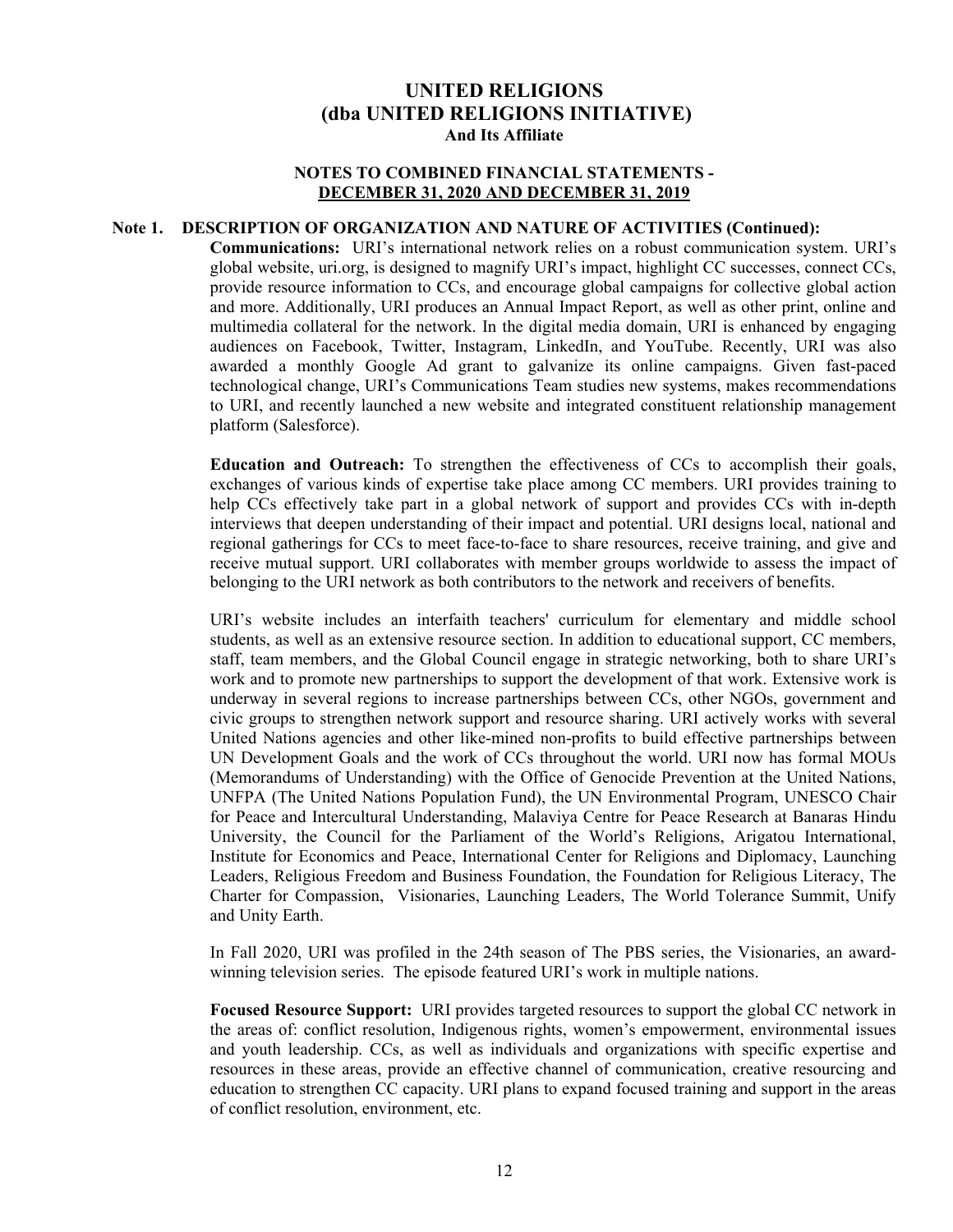# UNITED RELIGIONS
## (dba UNITED RELIGIONS INITIATIVE)
### And Its Affiliate

### NOTES TO COMBINED FINANCIAL STATEMENTS - DECEMBER 31, 2020 AND DECEMBER 31, 2019

**Note 1. DESCRIPTION OF ORGANIZATION AND NATURE OF ACTIVITIES (Continued):**

**Communications:** URI's international network relies on a robust communication system. URI's global website, uri.org, is designed to magnify URI's impact, highlight CC successes, connect CCs, provide resource information to CCs, and encourage global campaigns for collective global action and more. Additionally, URI produces an Annual Impact Report, as well as other print, online and multimedia collateral for the network. In the digital media domain, URI is enhanced by engaging audiences on Facebook, Twitter, Instagram, LinkedIn, and YouTube. Recently, URI was also awarded a monthly Google Ad grant to galvanize its online campaigns. Given fast-paced technological change, URI's Communications Team studies new systems, makes recommendations to URI, and recently launched a new website and integrated constituent relationship management platform (Salesforce).

**Education and Outreach:** To strengthen the effectiveness of CCs to accomplish their goals, exchanges of various kinds of expertise take place among CC members. URI provides training to help CCs effectively take part in a global network of support and provides CCs with in-depth interviews that deepen understanding of their impact and potential. URI designs local, national and regional gatherings for CCs to meet face-to-face to share resources, receive training, and give and receive mutual support. URI collaborates with member groups worldwide to assess the impact of belonging to the URI network as both contributors to the network and receivers of benefits.

URI's website includes an interfaith teachers' curriculum for elementary and middle school students, as well as an extensive resource section. In addition to educational support, CC members, staff, team members, and the Global Council engage in strategic networking, both to share URI's work and to promote new partnerships to support the development of that work. Extensive work is underway in several regions to increase partnerships between CCs, other NGOs, government and civic groups to strengthen network support and resource sharing. URI actively works with several United Nations agencies and other like-mined non-profits to build effective partnerships between UN Development Goals and the work of CCs throughout the world. URI now has formal MOUs (Memorandums of Understanding) with the Office of Genocide Prevention at the United Nations, UNFPA (The United Nations Population Fund), the UN Environmental Program, UNESCO Chair for Peace and Intercultural Understanding, Malaviya Centre for Peace Research at Banaras Hindu University, the Council for the Parliament of the World's Religions, Arigatou International, Institute for Economics and Peace, International Center for Religions and Diplomacy, Launching Leaders, Religious Freedom and Business Foundation, the Foundation for Religious Literacy, The Charter for Compassion, Visionaries, Launching Leaders, The World Tolerance Summit, Unify and Unity Earth.

In Fall 2020, URI was profiled in the 24th season of The PBS series, the Visionaries, an award-winning television series. The episode featured URI's work in multiple nations.

**Focused Resource Support:** URI provides targeted resources to support the global CC network in the areas of: conflict resolution, Indigenous rights, women's empowerment, environmental issues and youth leadership. CCs, as well as individuals and organizations with specific expertise and resources in these areas, provide an effective channel of communication, creative resourcing and education to strengthen CC capacity. URI plans to expand focused training and support in the areas of conflict resolution, environment, etc.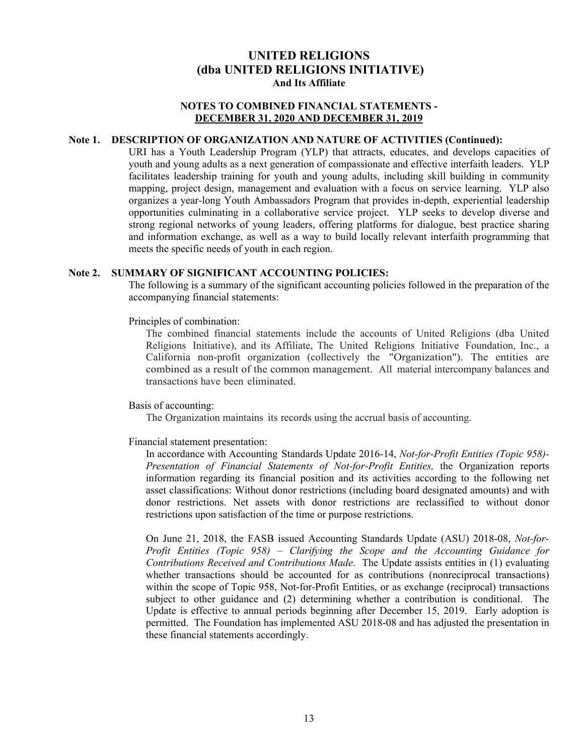# UNITED RELIGIONS
# (dba UNITED RELIGIONS INITIATIVE)
### And Its Affiliate

### NOTES TO COMBINED FINANCIAL STATEMENTS - DECEMBER 31, 2020 AND DECEMBER 31, 2019

**Note 1. DESCRIPTION OF ORGANIZATION AND NATURE OF ACTIVITIES (Continued):**

URI has a Youth Leadership Program (YLP) that attracts, educates, and develops capacities of youth and young adults as a next generation of compassionate and effective interfaith leaders. YLP facilitates leadership training for youth and young adults, including skill building in community mapping, project design, management and evaluation with a focus on service learning. YLP also organizes a year-long Youth Ambassadors Program that provides in-depth, experiential leadership opportunities culminating in a collaborative service project. YLP seeks to develop diverse and strong regional networks of young leaders, offering platforms for dialogue, best practice sharing and information exchange, as well as a way to build locally relevant interfaith programming that meets the specific needs of youth in each region.

**Note 2. SUMMARY OF SIGNIFICANT ACCOUNTING POLICIES:**

The following is a summary of the significant accounting policies followed in the preparation of the accompanying financial statements:

Principles of combination:

The combined financial statements include the accounts of United Religions (dba United Religions Initiative), and its Affiliate, The United Religions Initiative Foundation, Inc., a California non-profit organization (collectively the "Organization"). The entities are combined as a result of the common management. All material intercompany balances and transactions have been eliminated.

Basis of accounting:

The Organization maintains its records using the accrual basis of accounting.

Financial statement presentation:

In accordance with Accounting Standards Update 2016-14, *Not-for-Profit Entities (Topic 958)-Presentation of Financial Statements of Not-for-Profit Entities,* the Organization reports information regarding its financial position and its activities according to the following net asset classifications: Without donor restrictions (including board designated amounts) and with donor restrictions. Net assets with donor restrictions are reclassified to without donor restrictions upon satisfaction of the time or purpose restrictions.

On June 21, 2018, the FASB issued Accounting Standards Update (ASU) 2018-08, *Not-for-Profit Entities (Topic 958) – Clarifying the Scope and the Accounting Guidance for Contributions Received and Contributions Made*. The Update assists entities in (1) evaluating whether transactions should be accounted for as contributions (nonreciprocal transactions) within the scope of Topic 958, Not-for-Profit Entities, or as exchange (reciprocal) transactions subject to other guidance and (2) determining whether a contribution is conditional. The Update is effective to annual periods beginning after December 15, 2019. Early adoption is permitted. The Foundation has implemented ASU 2018-08 and has adjusted the presentation in these financial statements accordingly.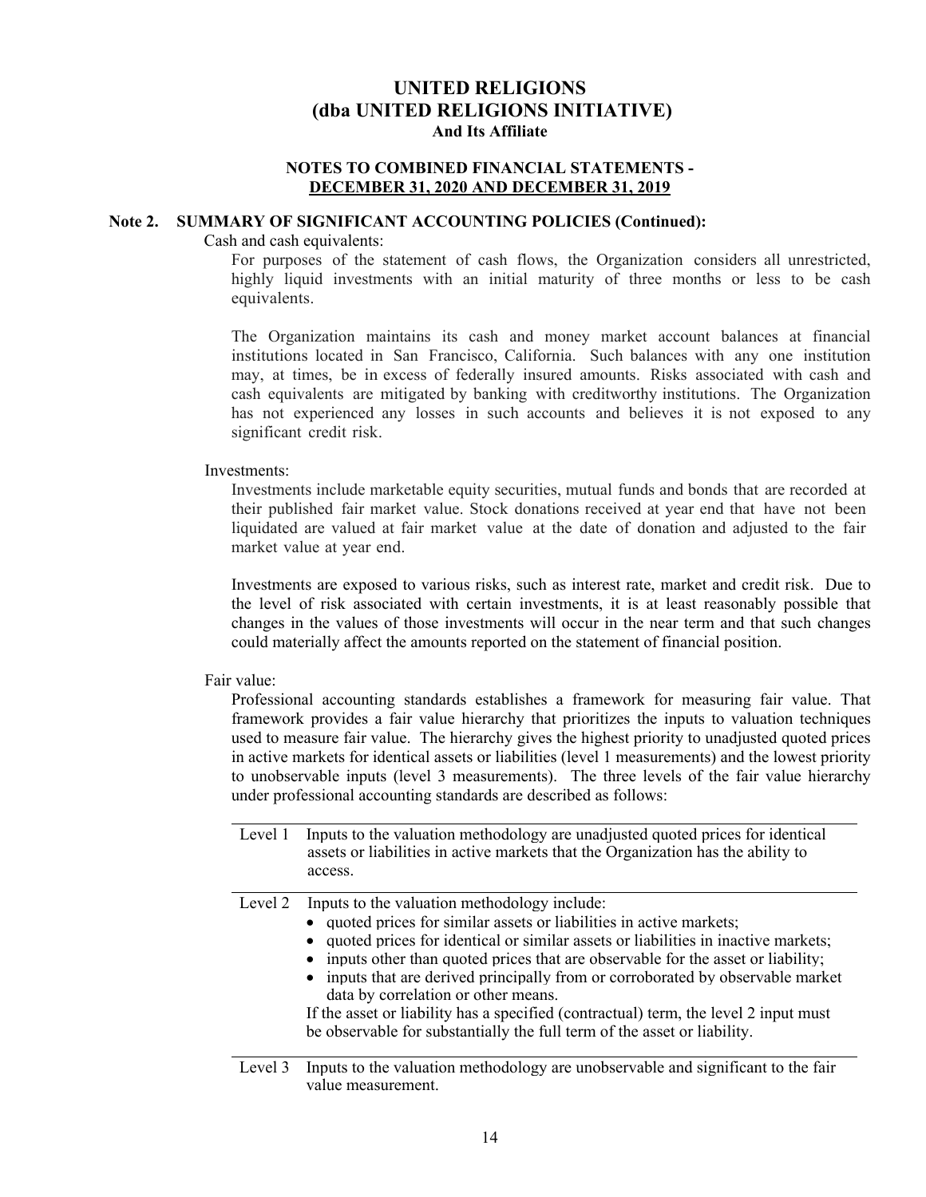# UNITED RELIGIONS
## (dba UNITED RELIGIONS INITIATIVE)
### And Its Affiliate

**NOTES TO COMBINED FINANCIAL STATEMENTS - DECEMBER 31, 2020 AND DECEMBER 31, 2019**

**Note 2. SUMMARY OF SIGNIFICANT ACCOUNTING POLICIES (Continued):**

Cash and cash equivalents:

For purposes of the statement of cash flows, the Organization considers all unrestricted, highly liquid investments with an initial maturity of three months or less to be cash equivalents.

The Organization maintains its cash and money market account balances at financial institutions located in San Francisco, California. Such balances with any one institution may, at times, be in excess of federally insured amounts. Risks associated with cash and cash equivalents are mitigated by banking with creditworthy institutions. The Organization has not experienced any losses in such accounts and believes it is not exposed to any significant credit risk.

Investments:

Investments include marketable equity securities, mutual funds and bonds that are recorded at their published fair market value. Stock donations received at year end that have not been liquidated are valued at fair market value at the date of donation and adjusted to the fair market value at year end.

Investments are exposed to various risks, such as interest rate, market and credit risk. Due to the level of risk associated with certain investments, it is at least reasonably possible that changes in the values of those investments will occur in the near term and that such changes could materially affect the amounts reported on the statement of financial position.

Fair value:

Professional accounting standards establishes a framework for measuring fair value. That framework provides a fair value hierarchy that prioritizes the inputs to valuation techniques used to measure fair value. The hierarchy gives the highest priority to unadjusted quoted prices in active markets for identical assets or liabilities (level 1 measurements) and the lowest priority to unobservable inputs (level 3 measurements). The three levels of the fair value hierarchy under professional accounting standards are described as follows:

| | |
|---|---|
| Level 1 | Inputs to the valuation methodology are unadjusted quoted prices for identical assets or liabilities in active markets that the Organization has the ability to access. |
| Level 2 | Inputs to the valuation methodology include:<br>• quoted prices for similar assets or liabilities in active markets;<br>• quoted prices for identical or similar assets or liabilities in inactive markets;<br>• inputs other than quoted prices that are observable for the asset or liability;<br>• inputs that are derived principally from or corroborated by observable market data by correlation or other means.<br>If the asset or liability has a specified (contractual) term, the level 2 input must be observable for substantially the full term of the asset or liability. |
| Level 3 | Inputs to the valuation methodology are unobservable and significant to the fair value measurement. |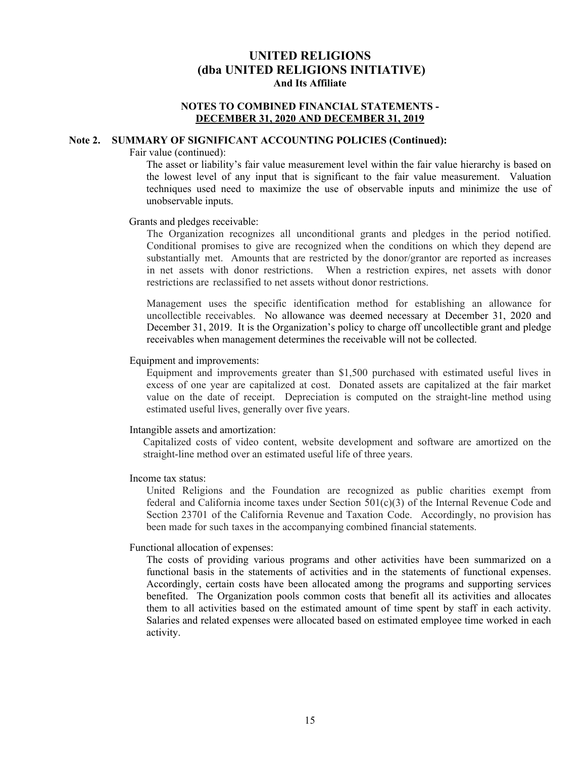# UNITED RELIGIONS
# (dba UNITED RELIGIONS INITIATIVE)
### And Its Affiliate

### NOTES TO COMBINED FINANCIAL STATEMENTS - DECEMBER 31, 2020 AND DECEMBER 31, 2019

## Note 2. SUMMARY OF SIGNIFICANT ACCOUNTING POLICIES (Continued):

Fair value (continued):

The asset or liability's fair value measurement level within the fair value hierarchy is based on the lowest level of any input that is significant to the fair value measurement. Valuation techniques used need to maximize the use of observable inputs and minimize the use of unobservable inputs.

Grants and pledges receivable:

The Organization recognizes all unconditional grants and pledges in the period notified. Conditional promises to give are recognized when the conditions on which they depend are substantially met. Amounts that are restricted by the donor/grantor are reported as increases in net assets with donor restrictions. When a restriction expires, net assets with donor restrictions are reclassified to net assets without donor restrictions.

Management uses the specific identification method for establishing an allowance for uncollectible receivables. No allowance was deemed necessary at December 31, 2020 and December 31, 2019. It is the Organization's policy to charge off uncollectible grant and pledge receivables when management determines the receivable will not be collected.

Equipment and improvements:

Equipment and improvements greater than $1,500 purchased with estimated useful lives in excess of one year are capitalized at cost. Donated assets are capitalized at the fair market value on the date of receipt. Depreciation is computed on the straight-line method using estimated useful lives, generally over five years.

Intangible assets and amortization:

Capitalized costs of video content, website development and software are amortized on the straight-line method over an estimated useful life of three years.

Income tax status:

United Religions and the Foundation are recognized as public charities exempt from federal and California income taxes under Section 501(c)(3) of the Internal Revenue Code and Section 23701 of the California Revenue and Taxation Code. Accordingly, no provision has been made for such taxes in the accompanying combined financial statements.

Functional allocation of expenses:

The costs of providing various programs and other activities have been summarized on a functional basis in the statements of activities and in the statements of functional expenses. Accordingly, certain costs have been allocated among the programs and supporting services benefited. The Organization pools common costs that benefit all its activities and allocates them to all activities based on the estimated amount of time spent by staff in each activity. Salaries and related expenses were allocated based on estimated employee time worked in each activity.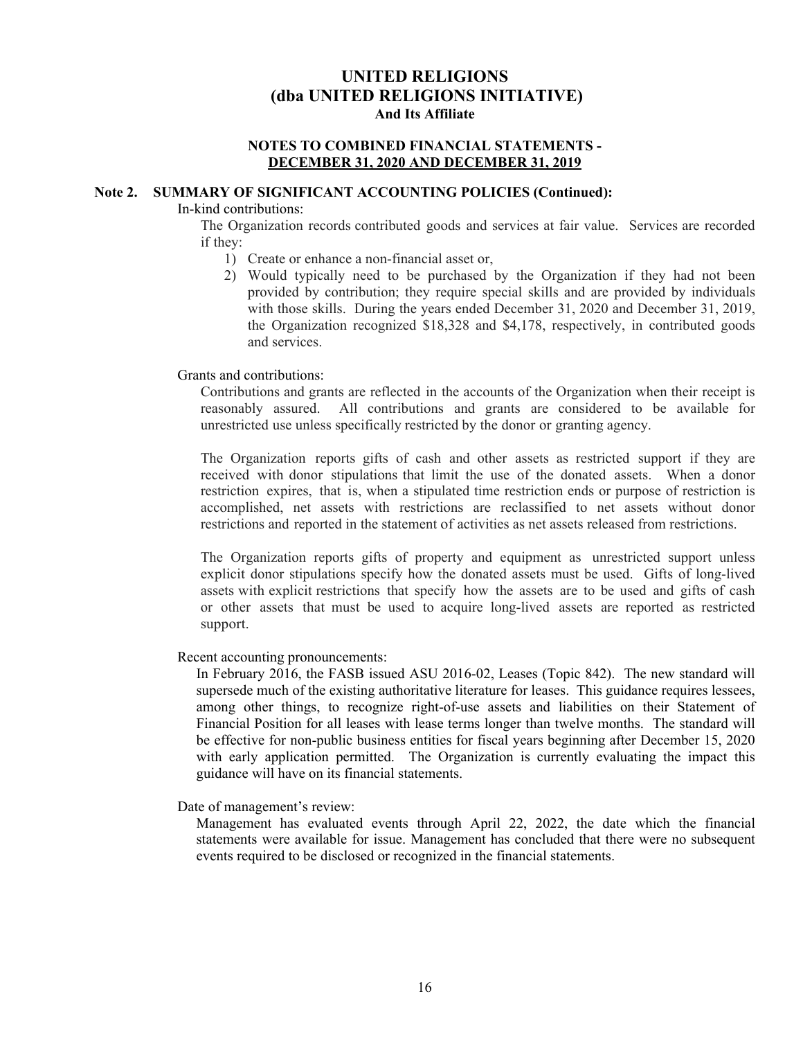# UNITED RELIGIONS
## (dba UNITED RELIGIONS INITIATIVE)
### And Its Affiliate

### NOTES TO COMBINED FINANCIAL STATEMENTS - DECEMBER 31, 2020 AND DECEMBER 31, 2019

**Note 2. SUMMARY OF SIGNIFICANT ACCOUNTING POLICIES (Continued):**

In-kind contributions:

The Organization records contributed goods and services at fair value. Services are recorded if they:

1) Create or enhance a non-financial asset or,
2) Would typically need to be purchased by the Organization if they had not been provided by contribution; they require special skills and are provided by individuals with those skills. During the years ended December 31, 2020 and December 31, 2019, the Organization recognized $18,328 and $4,178, respectively, in contributed goods and services.

Grants and contributions:

Contributions and grants are reflected in the accounts of the Organization when their receipt is reasonably assured. All contributions and grants are considered to be available for unrestricted use unless specifically restricted by the donor or granting agency.

The Organization reports gifts of cash and other assets as restricted support if they are received with donor stipulations that limit the use of the donated assets. When a donor restriction expires, that is, when a stipulated time restriction ends or purpose of restriction is accomplished, net assets with restrictions are reclassified to net assets without donor restrictions and reported in the statement of activities as net assets released from restrictions.

The Organization reports gifts of property and equipment as unrestricted support unless explicit donor stipulations specify how the donated assets must be used. Gifts of long-lived assets with explicit restrictions that specify how the assets are to be used and gifts of cash or other assets that must be used to acquire long-lived assets are reported as restricted support.

Recent accounting pronouncements:

In February 2016, the FASB issued ASU 2016-02, Leases (Topic 842). The new standard will supersede much of the existing authoritative literature for leases. This guidance requires lessees, among other things, to recognize right-of-use assets and liabilities on their Statement of Financial Position for all leases with lease terms longer than twelve months. The standard will be effective for non-public business entities for fiscal years beginning after December 15, 2020 with early application permitted. The Organization is currently evaluating the impact this guidance will have on its financial statements.

Date of management's review:

Management has evaluated events through April 22, 2022, the date which the financial statements were available for issue. Management has concluded that there were no subsequent events required to be disclosed or recognized in the financial statements.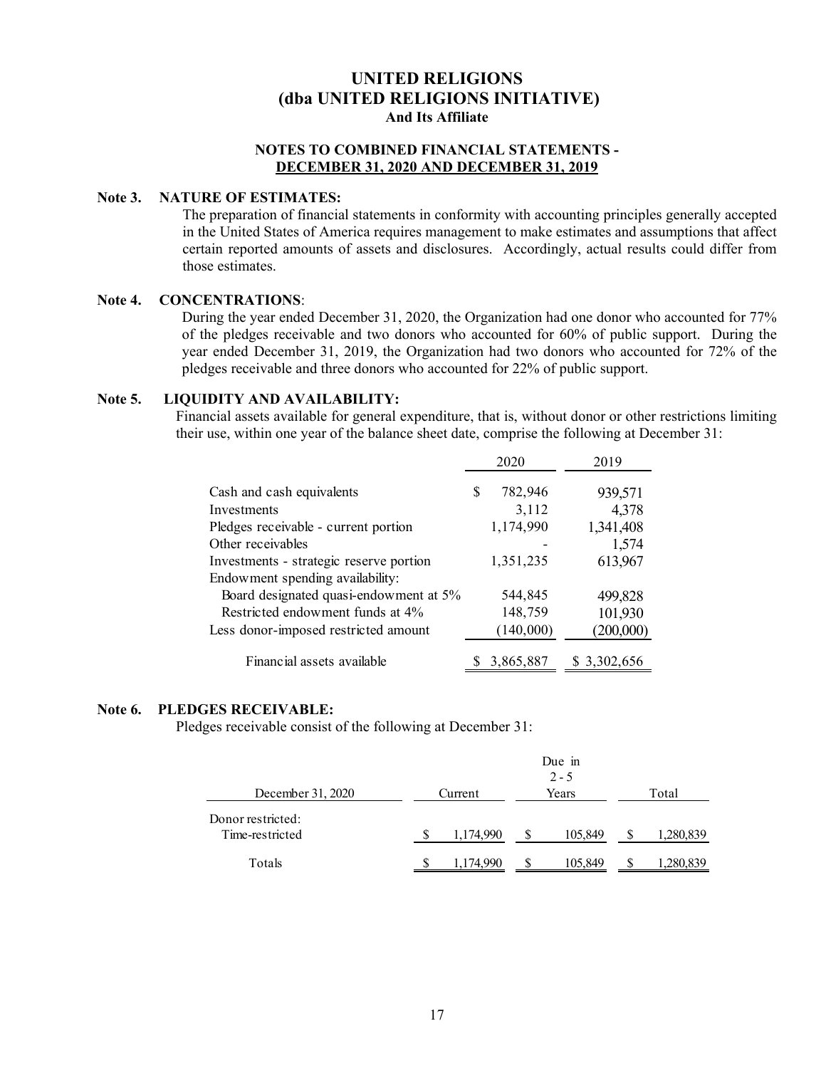# UNITED RELIGIONS
# (dba UNITED RELIGIONS INITIATIVE)
**And Its Affiliate**

**NOTES TO COMBINED FINANCIAL STATEMENTS - DECEMBER 31, 2020 AND DECEMBER 31, 2019**

**Note 3. NATURE OF ESTIMATES:**

The preparation of financial statements in conformity with accounting principles generally accepted in the United States of America requires management to make estimates and assumptions that affect certain reported amounts of assets and disclosures. Accordingly, actual results could differ from those estimates.

**Note 4. CONCENTRATIONS**:

During the year ended December 31, 2020, the Organization had one donor who accounted for 77% of the pledges receivable and two donors who accounted for 60% of public support. During the year ended December 31, 2019, the Organization had two donors who accounted for 72% of the pledges receivable and three donors who accounted for 22% of public support.

**Note 5. LIQUIDITY AND AVAILABILITY:**

Financial assets available for general expenditure, that is, without donor or other restrictions limiting their use, within one year of the balance sheet date, comprise the following at December 31:

| | 2020 | 2019 |
|---|---|---|
| Cash and cash equivalents | $ 782,946 | 939,571 |
| Investments | 3,112 | 4,378 |
| Pledges receivable - current portion | 1,174,990 | 1,341,408 |
| Other receivables | - | 1,574 |
| Investments - strategic reserve portion | 1,351,235 | 613,967 |
| Endowment spending availability: | | |
| Board designated quasi-endowment at 5% | 544,845 | 499,828 |
| Restricted endowment funds at 4% | 148,759 | 101,930 |
| Less donor-imposed restricted amount | (140,000) | (200,000) |
| Financial assets available | $ 3,865,887 | $ 3,302,656 |

**Note 6. PLEDGES RECEIVABLE:**

Pledges receivable consist of the following at December 31:

| December 31, 2020 | Current | Due in 2 - 5 Years | Total |
|---|---|---|---|
| Donor restricted: | | | |
| Time-restricted | $ 1,174,990 | $ 105,849 | $ 1,280,839 |
| Totals | $ 1,174,990 | $ 105,849 | $ 1,280,839 |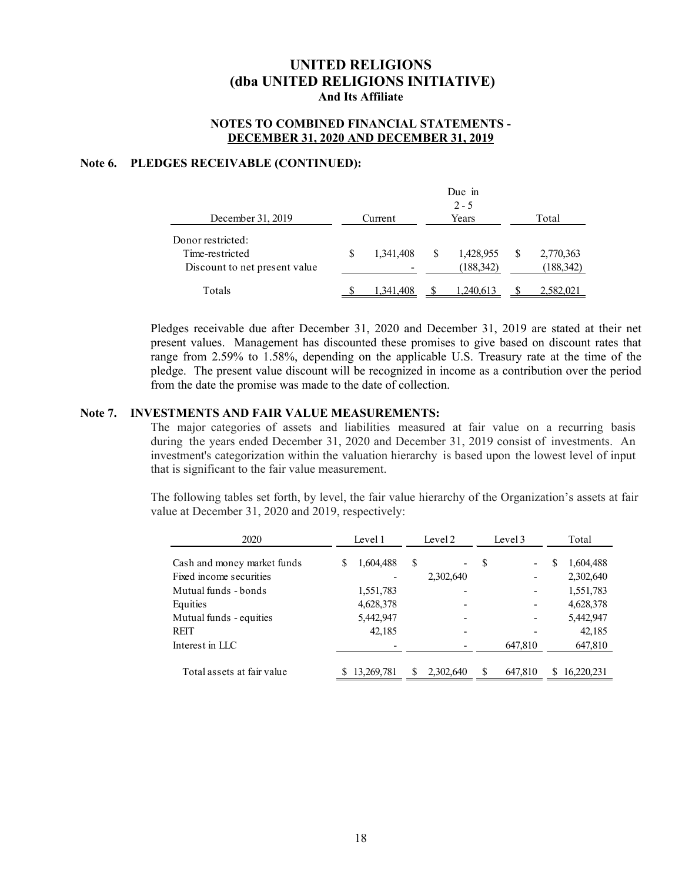# UNITED RELIGIONS
# (dba UNITED RELIGIONS INITIATIVE)
### And Its Affiliate

**NOTES TO COMBINED FINANCIAL STATEMENTS - DECEMBER 31, 2020 AND DECEMBER 31, 2019**

## Note 6. PLEDGES RECEIVABLE (CONTINUED):

| December 31, 2019 | Current | Due in 2 - 5 Years | Total |
|---|---|---|---|
| Donor restricted: | | | |
| Time-restricted | $ 1,341,408 | $ 1,428,955 | $ 2,770,363 |
| Discount to net present value | - | (188,342) | (188,342) |
| Totals | $ 1,341,408 | $ 1,240,613 | $ 2,582,021 |

Pledges receivable due after December 31, 2020 and December 31, 2019 are stated at their net present values. Management has discounted these promises to give based on discount rates that range from 2.59% to 1.58%, depending on the applicable U.S. Treasury rate at the time of the pledge. The present value discount will be recognized in income as a contribution over the period from the date the promise was made to the date of collection.

## Note 7. INVESTMENTS AND FAIR VALUE MEASUREMENTS:

The major categories of assets and liabilities measured at fair value on a recurring basis during the years ended December 31, 2020 and December 31, 2019 consist of investments. An investment's categorization within the valuation hierarchy is based upon the lowest level of input that is significant to the fair value measurement.

The following tables set forth, by level, the fair value hierarchy of the Organization's assets at fair value at December 31, 2020 and 2019, respectively:

| 2020 | Level 1 | Level 2 | Level 3 | Total |
|---|---|---|---|---|
| Cash and money market funds | $ 1,604,488 | $ - | $ - | $ 1,604,488 |
| Fixed income securities | - | 2,302,640 | - | 2,302,640 |
| Mutual funds - bonds | 1,551,783 | - | - | 1,551,783 |
| Equities | 4,628,378 | - | - | 4,628,378 |
| Mutual funds - equities | 5,442,947 | - | - | 5,442,947 |
| REIT | 42,185 | - | - | 42,185 |
| Interest in LLC | - | - | 647,810 | 647,810 |
| Total assets at fair value | $ 13,269,781 | $ 2,302,640 | $ 647,810 | $ 16,220,231 |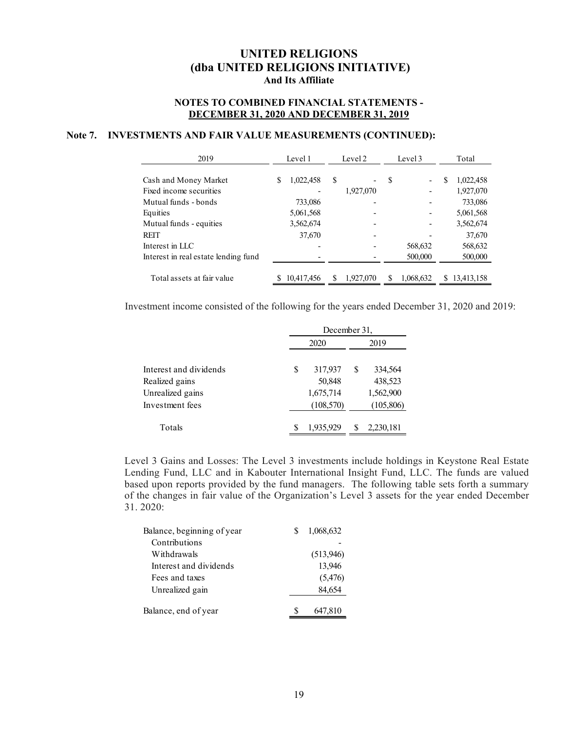# UNITED RELIGIONS
## (dba UNITED RELIGIONS INITIATIVE)
### And Its Affiliate

**NOTES TO COMBINED FINANCIAL STATEMENTS - DECEMBER 31, 2020 AND DECEMBER 31, 2019**

### Note 7. INVESTMENTS AND FAIR VALUE MEASUREMENTS (CONTINUED):

| 2019 | Level 1 | Level 2 | Level 3 | Total |
|---|---|---|---|---|
| Cash and Money Market | $ 1,022,458 | $ - | $ - | $ 1,022,458 |
| Fixed income securities | - | 1,927,070 | - | 1,927,070 |
| Mutual funds - bonds | 733,086 | - | - | 733,086 |
| Equities | 5,061,568 | - | - | 5,061,568 |
| Mutual funds - equities | 3,562,674 | - | - | 3,562,674 |
| REIT | 37,670 | - | - | 37,670 |
| Interest in LLC | - | - | 568,632 | 568,632 |
| Interest in real estate lending fund | - | - | 500,000 | 500,000 |
| Total assets at fair value | $ 10,417,456 | $ 1,927,070 | $ 1,068,632 | $ 13,413,158 |

Investment income consisted of the following for the years ended December 31, 2020 and 2019:

| | December 31, | |
|---|---|---|
| | 2020 | 2019 |
| Interest and dividends | $ 317,937 | $ 334,564 |
| Realized gains | 50,848 | 438,523 |
| Unrealized gains | 1,675,714 | 1,562,900 |
| Investment fees | (108,570) | (105,806) |
| Totals | $ 1,935,929 | $ 2,230,181 |

Level 3 Gains and Losses: The Level 3 investments include holdings in Keystone Real Estate Lending Fund, LLC and in Kabouter International Insight Fund, LLC. The funds are valued based upon reports provided by the fund managers. The following table sets forth a summary of the changes in fair value of the Organization's Level 3 assets for the year ended December 31. 2020:

| | |
|---|---|
| Balance, beginning of year | $ 1,068,632 |
| Contributions | - |
| Withdrawals | (513,946) |
| Interest and dividends | 13,946 |
| Fees and taxes | (5,476) |
| Unrealized gain | 84,654 |
| Balance, end of year | $ 647,810 |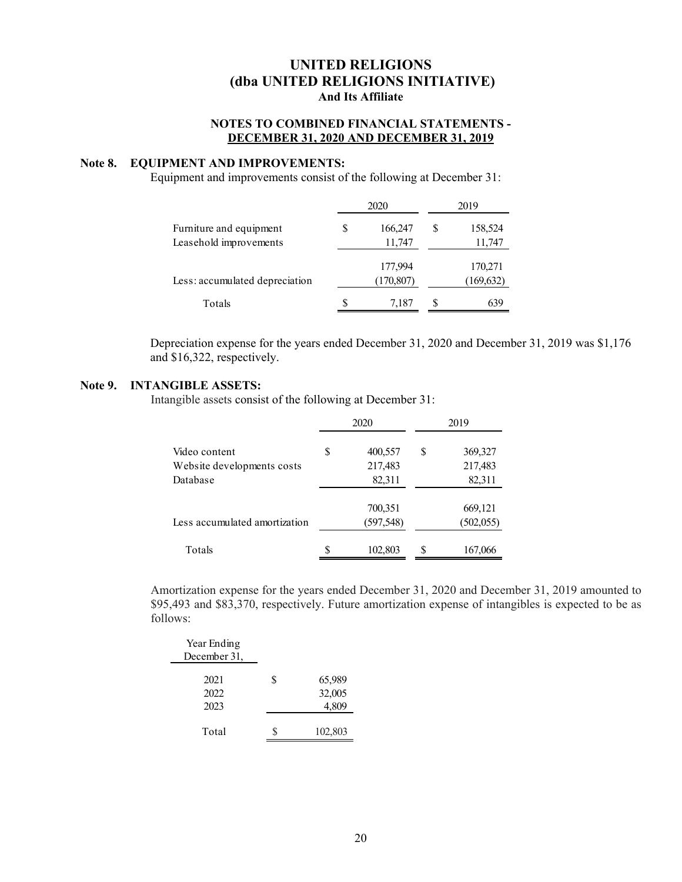# UNITED RELIGIONS
# (dba UNITED RELIGIONS INITIATIVE)
## And Its Affiliate

### NOTES TO COMBINED FINANCIAL STATEMENTS - DECEMBER 31, 2020 AND DECEMBER 31, 2019

### Note 8. EQUIPMENT AND IMPROVEMENTS:

Equipment and improvements consist of the following at December 31:

| | 2020 | 2019 |
|---|---|---|
| Furniture and equipment | $ 166,247 | $ 158,524 |
| Leasehold improvements | 11,747 | 11,747 |
| | 177,994 | 170,271 |
| Less: accumulated depreciation | (170,807) | (169,632) |
| Totals | $ 7,187 | $ 639 |

Depreciation expense for the years ended December 31, 2020 and December 31, 2019 was $1,176 and $16,322, respectively.

### Note 9. INTANGIBLE ASSETS:

Intangible assets consist of the following at December 31:

| | 2020 | 2019 |
|---|---|---|
| Video content | $ 400,557 | $ 369,327 |
| Website developments costs | 217,483 | 217,483 |
| Database | 82,311 | 82,311 |
| | 700,351 | 669,121 |
| Less accumulated amortization | (597,548) | (502,055) |
| Totals | $ 102,803 | $ 167,066 |

Amortization expense for the years ended December 31, 2020 and December 31, 2019 amounted to $95,493 and $83,370, respectively. Future amortization expense of intangibles is expected to be as follows:

| Year Ending December 31, | |
|---|---|
| 2021 | $ 65,989 |
| 2022 | 32,005 |
| 2023 | 4,809 |
| Total | $ 102,803 |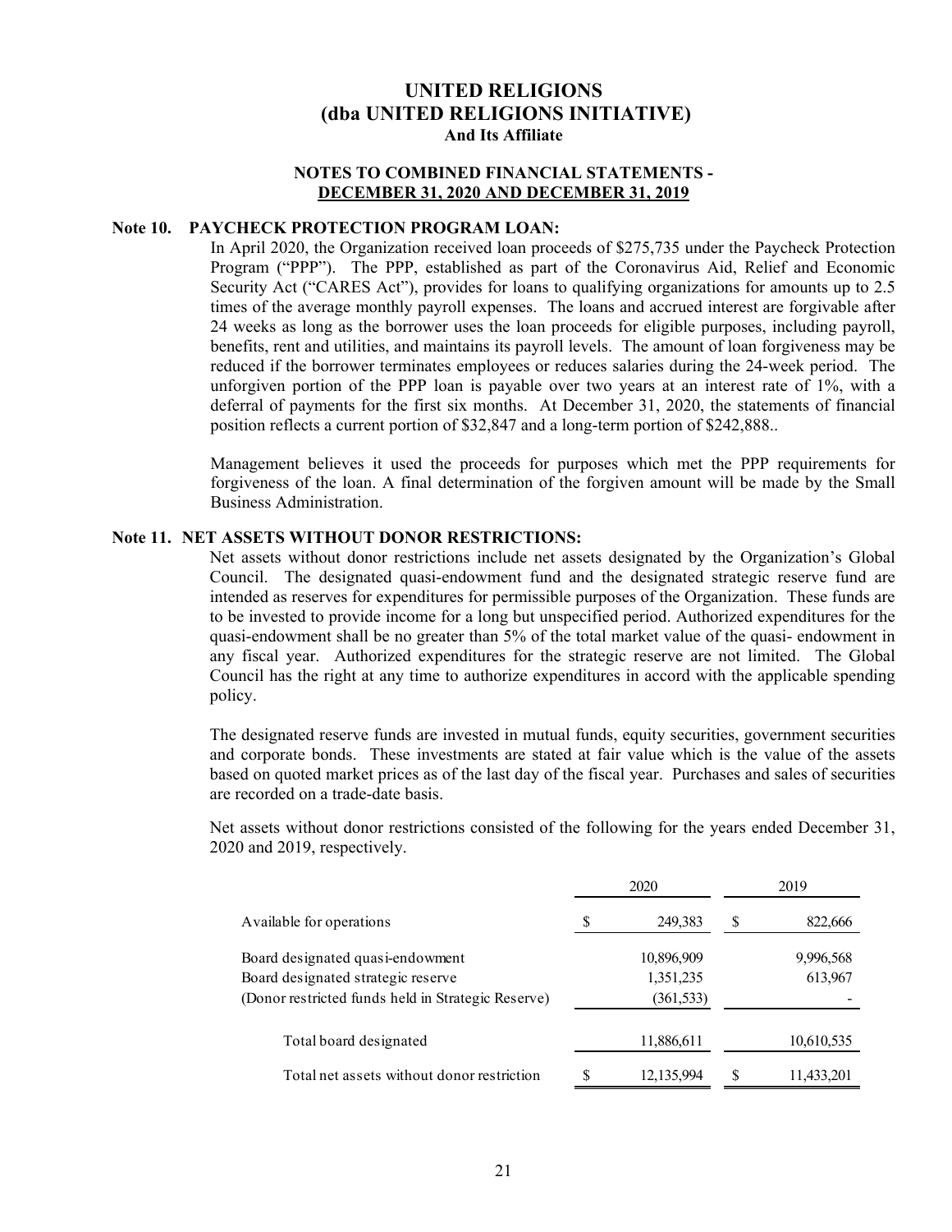# UNITED RELIGIONS
# (dba UNITED RELIGIONS INITIATIVE)
**And Its Affiliate**

**NOTES TO COMBINED FINANCIAL STATEMENTS -**
**DECEMBER 31, 2020 AND DECEMBER 31, 2019**

## Note 10. PAYCHECK PROTECTION PROGRAM LOAN:

In April 2020, the Organization received loan proceeds of $275,735 under the Paycheck Protection Program ("PPP"). The PPP, established as part of the Coronavirus Aid, Relief and Economic Security Act ("CARES Act"), provides for loans to qualifying organizations for amounts up to 2.5 times of the average monthly payroll expenses. The loans and accrued interest are forgivable after 24 weeks as long as the borrower uses the loan proceeds for eligible purposes, including payroll, benefits, rent and utilities, and maintains its payroll levels. The amount of loan forgiveness may be reduced if the borrower terminates employees or reduces salaries during the 24-week period. The unforgiven portion of the PPP loan is payable over two years at an interest rate of 1%, with a deferral of payments for the first six months. At December 31, 2020, the statements of financial position reflects a current portion of $32,847 and a long-term portion of $242,888..

Management believes it used the proceeds for purposes which met the PPP requirements for forgiveness of the loan. A final determination of the forgiven amount will be made by the Small Business Administration.

## Note 11. NET ASSETS WITHOUT DONOR RESTRICTIONS:

Net assets without donor restrictions include net assets designated by the Organization's Global Council. The designated quasi-endowment fund and the designated strategic reserve fund are intended as reserves for expenditures for permissible purposes of the Organization. These funds are to be invested to provide income for a long but unspecified period. Authorized expenditures for the quasi-endowment shall be no greater than 5% of the total market value of the quasi- endowment in any fiscal year. Authorized expenditures for the strategic reserve are not limited. The Global Council has the right at any time to authorize expenditures in accord with the applicable spending policy.

The designated reserve funds are invested in mutual funds, equity securities, government securities and corporate bonds. These investments are stated at fair value which is the value of the assets based on quoted market prices as of the last day of the fiscal year. Purchases and sales of securities are recorded on a trade-date basis.

Net assets without donor restrictions consisted of the following for the years ended December 31, 2020 and 2019, respectively.

| | 2020 | 2019 |
|---|---|---|
| Available for operations | $ 249,383 | $ 822,666 |
| Board designated quasi-endowment | 10,896,909 | 9,996,568 |
| Board designated strategic reserve | 1,351,235 | 613,967 |
| (Donor restricted funds held in Strategic Reserve) | (361,533) | - |
| Total board designated | 11,886,611 | 10,610,535 |
| Total net assets without donor restriction | $ 12,135,994 | $ 11,433,201 |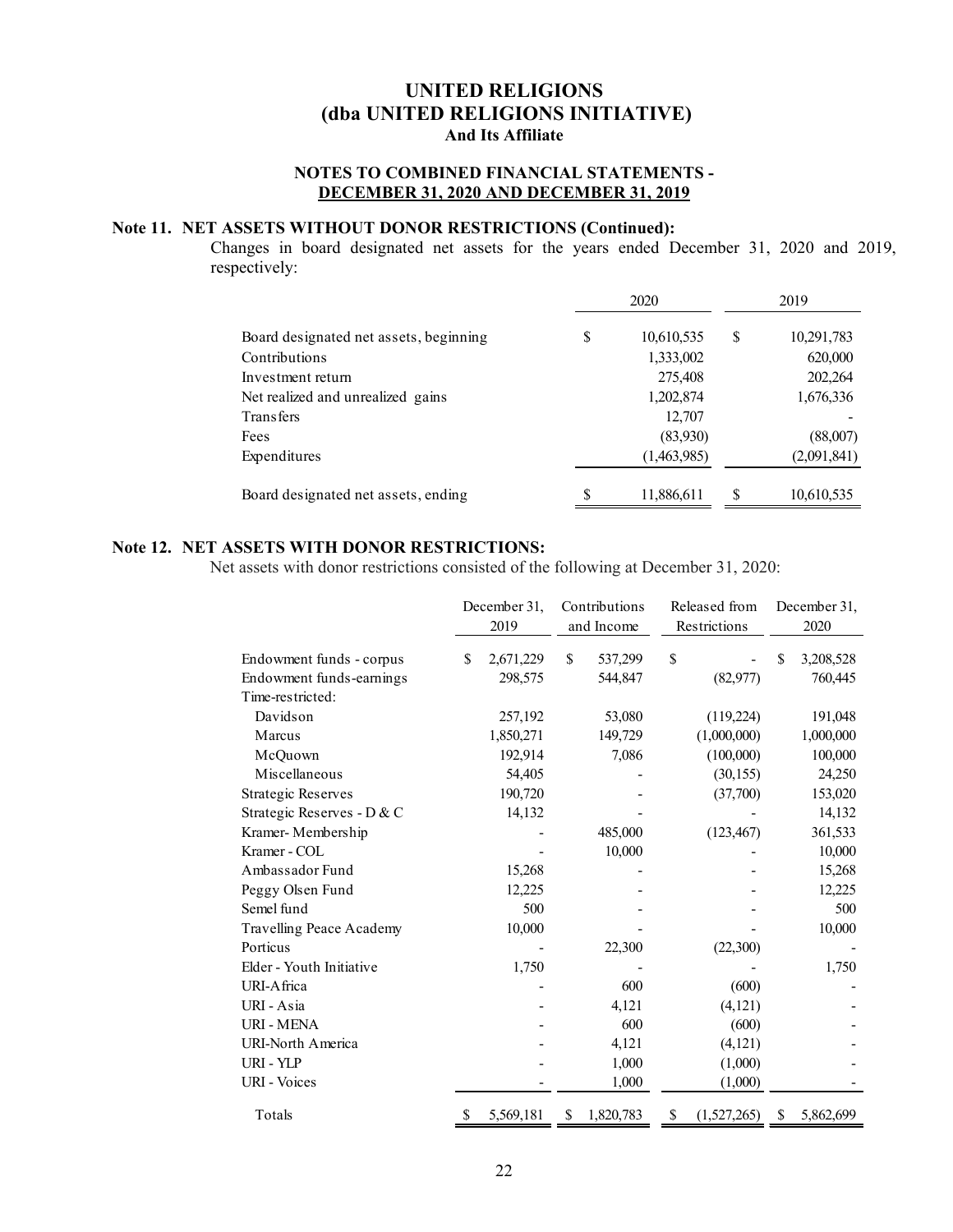# UNITED RELIGIONS
# (dba UNITED RELIGIONS INITIATIVE)
### And Its Affiliate

### NOTES TO COMBINED FINANCIAL STATEMENTS - DECEMBER 31, 2020 AND DECEMBER 31, 2019

## Note 11. NET ASSETS WITHOUT DONOR RESTRICTIONS (Continued):

Changes in board designated net assets for the years ended December 31, 2020 and 2019, respectively:

| | 2020 | 2019 |
|---|---|---|
| Board designated net assets, beginning | $ 10,610,535 | $ 10,291,783 |
| Contributions | 1,333,002 | 620,000 |
| Investment return | 275,408 | 202,264 |
| Net realized and unrealized gains | 1,202,874 | 1,676,336 |
| Transfers | 12,707 | - |
| Fees | (83,930) | (88,007) |
| Expenditures | (1,463,985) | (2,091,841) |
| Board designated net assets, ending | $ 11,886,611 | $ 10,610,535 |

## Note 12. NET ASSETS WITH DONOR RESTRICTIONS:

Net assets with donor restrictions consisted of the following at December 31, 2020:

| | December 31, 2019 | Contributions and Income | Released from Restrictions | December 31, 2020 |
|---|---|---|---|---|
| Endowment funds - corpus | $ 2,671,229 | $ 537,299 | $ - | $ 3,208,528 |
| Endowment funds-earnings | 298,575 | 544,847 | (82,977) | 760,445 |
| Time-restricted: | | | | |
| Davidson | 257,192 | 53,080 | (119,224) | 191,048 |
| Marcus | 1,850,271 | 149,729 | (1,000,000) | 1,000,000 |
| McQuown | 192,914 | 7,086 | (100,000) | 100,000 |
| Miscellaneous | 54,405 | - | (30,155) | 24,250 |
| Strategic Reserves | 190,720 | - | (37,700) | 153,020 |
| Strategic Reserves - D & C | 14,132 | - | - | 14,132 |
| Kramer- Membership | - | 485,000 | (123,467) | 361,533 |
| Kramer - COL | - | 10,000 | - | 10,000 |
| Ambassador Fund | 15,268 | - | - | 15,268 |
| Peggy Olsen Fund | 12,225 | - | - | 12,225 |
| Semel fund | 500 | - | - | 500 |
| Travelling Peace Academy | 10,000 | - | - | 10,000 |
| Porticus | - | 22,300 | (22,300) | - |
| Elder - Youth Initiative | 1,750 | - | - | 1,750 |
| URI-Africa | - | 600 | (600) | - |
| URI - Asia | - | 4,121 | (4,121) | - |
| URI - MENA | - | 600 | (600) | - |
| URI-North America | - | 4,121 | (4,121) | - |
| URI - YLP | - | 1,000 | (1,000) | - |
| URI - Voices | - | 1,000 | (1,000) | - |
| Totals | $ 5,569,181 | $ 1,820,783 | $ (1,527,265) | $ 5,862,699 |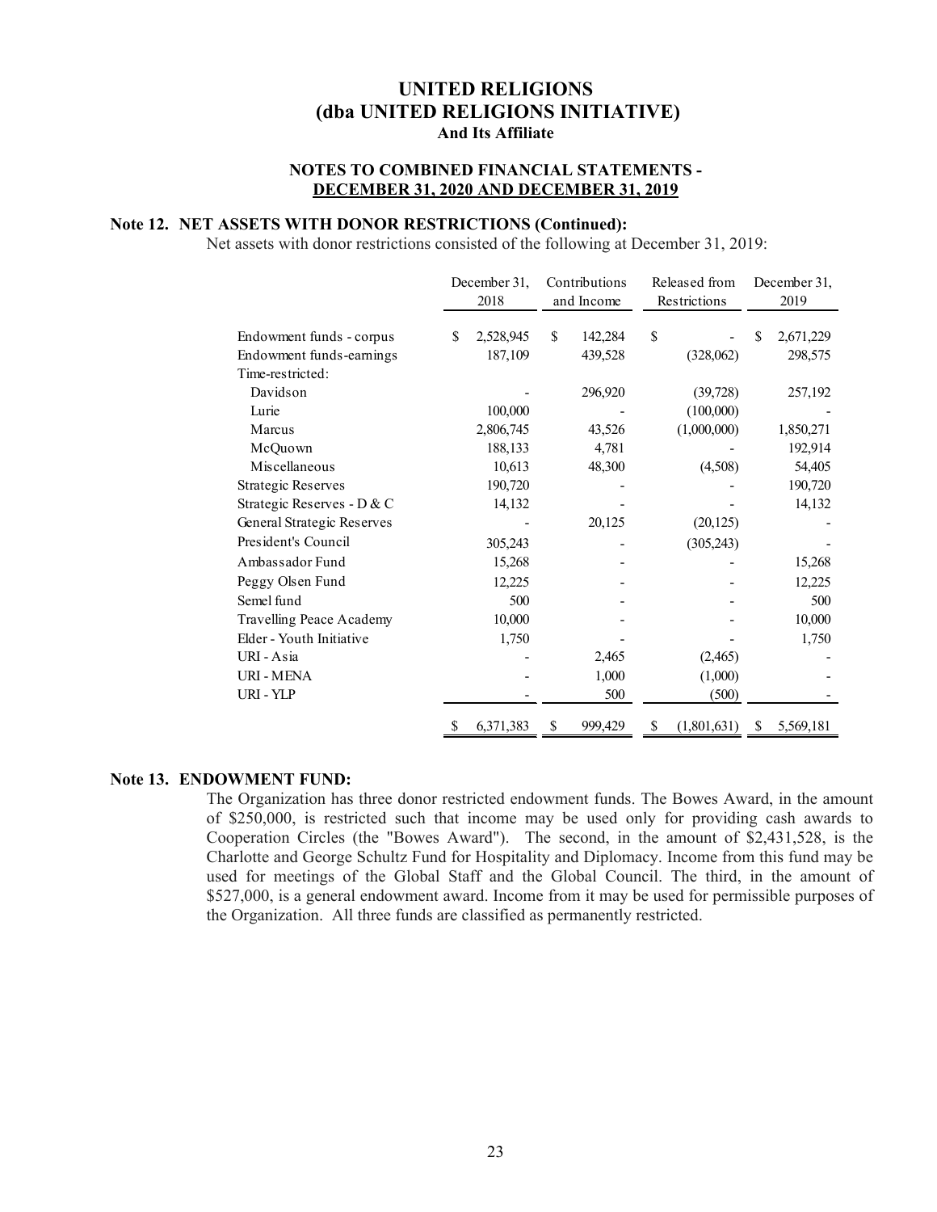# UNITED RELIGIONS
## (dba UNITED RELIGIONS INITIATIVE)
### And Its Affiliate

### NOTES TO COMBINED FINANCIAL STATEMENTS - DECEMBER 31, 2020 AND DECEMBER 31, 2019

**Note 12. NET ASSETS WITH DONOR RESTRICTIONS (Continued):**

Net assets with donor restrictions consisted of the following at December 31, 2019:

| | December 31, 2018 | Contributions and Income | Released from Restrictions | December 31, 2019 |
|---|---|---|---|---|
| Endowment funds - corpus | $ 2,528,945 | $ 142,284 | $ - | $ 2,671,229 |
| Endowment funds-earnings | 187,109 | 439,528 | (328,062) | 298,575 |
| Time-restricted: | | | | |
| Davidson | - | 296,920 | (39,728) | 257,192 |
| Lurie | 100,000 | - | (100,000) | - |
| Marcus | 2,806,745 | 43,526 | (1,000,000) | 1,850,271 |
| McQuown | 188,133 | 4,781 | - | 192,914 |
| Miscellaneous | 10,613 | 48,300 | (4,508) | 54,405 |
| Strategic Reserves | 190,720 | - | - | 190,720 |
| Strategic Reserves - D & C | 14,132 | - | - | 14,132 |
| General Strategic Reserves | - | 20,125 | (20,125) | - |
| President's Council | 305,243 | - | (305,243) | - |
| Ambassador Fund | 15,268 | - | - | 15,268 |
| Peggy Olsen Fund | 12,225 | - | - | 12,225 |
| Semel fund | 500 | - | - | 500 |
| Travelling Peace Academy | 10,000 | - | - | 10,000 |
| Elder - Youth Initiative | 1,750 | - | - | 1,750 |
| URI - Asia | - | 2,465 | (2,465) | - |
| URI - MENA | - | 1,000 | (1,000) | - |
| URI - YLP | - | 500 | (500) | - |
| | $ 6,371,383 | $ 999,429 | $ (1,801,631) | $ 5,569,181 |

**Note 13. ENDOWMENT FUND:**

The Organization has three donor restricted endowment funds. The Bowes Award, in the amount of $250,000, is restricted such that income may be used only for providing cash awards to Cooperation Circles (the "Bowes Award"). The second, in the amount of $2,431,528, is the Charlotte and George Schultz Fund for Hospitality and Diplomacy. Income from this fund may be used for meetings of the Global Staff and the Global Council. The third, in the amount of $527,000, is a general endowment award. Income from it may be used for permissible purposes of the Organization. All three funds are classified as permanently restricted.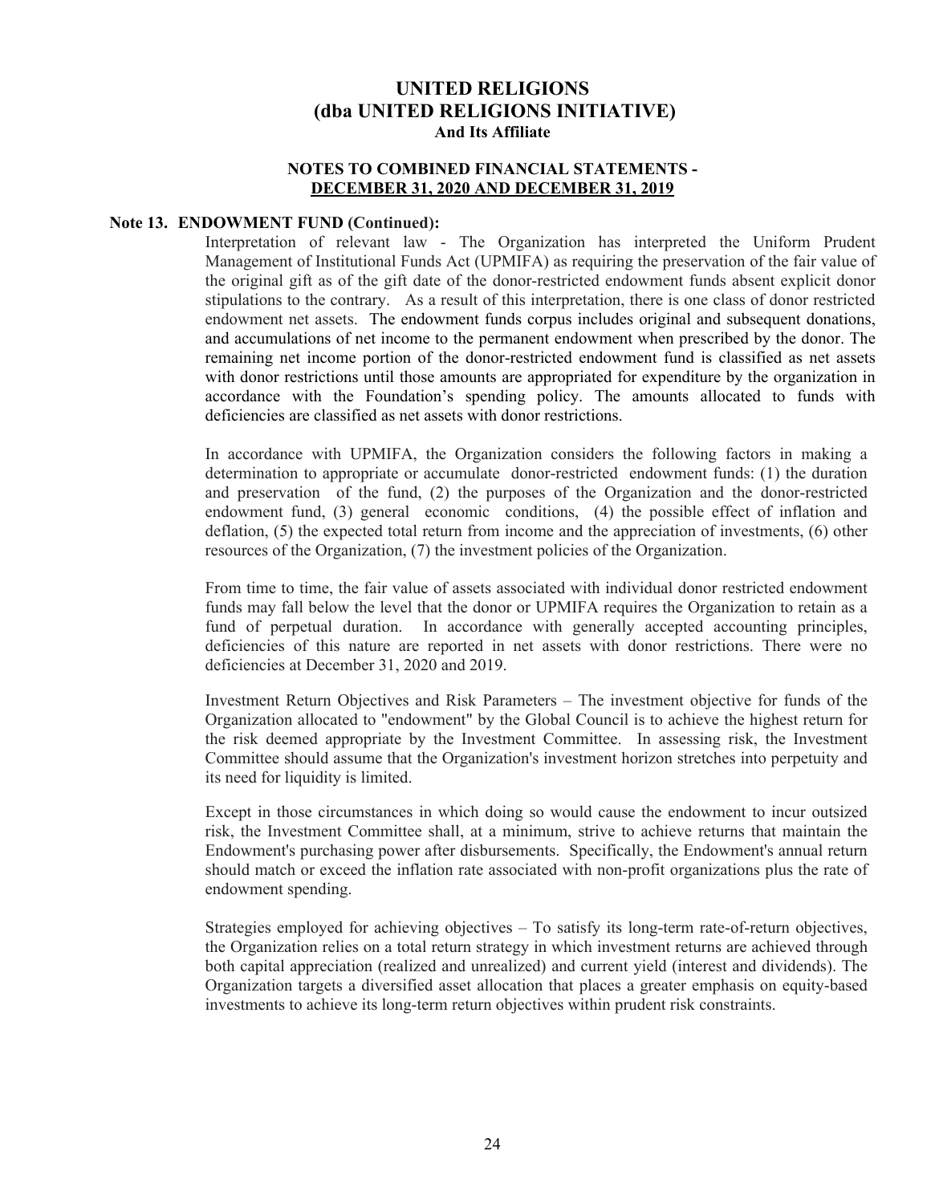# UNITED RELIGIONS
# (dba UNITED RELIGIONS INITIATIVE)
### And Its Affiliate

### NOTES TO COMBINED FINANCIAL STATEMENTS - DECEMBER 31, 2020 AND DECEMBER 31, 2019

**Note 13. ENDOWMENT FUND (Continued):**

Interpretation of relevant law - The Organization has interpreted the Uniform Prudent Management of Institutional Funds Act (UPMIFA) as requiring the preservation of the fair value of the original gift as of the gift date of the donor-restricted endowment funds absent explicit donor stipulations to the contrary. As a result of this interpretation, there is one class of donor restricted endowment net assets. The endowment funds corpus includes original and subsequent donations, and accumulations of net income to the permanent endowment when prescribed by the donor. The remaining net income portion of the donor-restricted endowment fund is classified as net assets with donor restrictions until those amounts are appropriated for expenditure by the organization in accordance with the Foundation's spending policy. The amounts allocated to funds with deficiencies are classified as net assets with donor restrictions.

In accordance with UPMIFA, the Organization considers the following factors in making a determination to appropriate or accumulate donor-restricted endowment funds: (1) the duration and preservation of the fund, (2) the purposes of the Organization and the donor-restricted endowment fund, (3) general economic conditions, (4) the possible effect of inflation and deflation, (5) the expected total return from income and the appreciation of investments, (6) other resources of the Organization, (7) the investment policies of the Organization.

From time to time, the fair value of assets associated with individual donor restricted endowment funds may fall below the level that the donor or UPMIFA requires the Organization to retain as a fund of perpetual duration. In accordance with generally accepted accounting principles, deficiencies of this nature are reported in net assets with donor restrictions. There were no deficiencies at December 31, 2020 and 2019.

Investment Return Objectives and Risk Parameters – The investment objective for funds of the Organization allocated to "endowment" by the Global Council is to achieve the highest return for the risk deemed appropriate by the Investment Committee. In assessing risk, the Investment Committee should assume that the Organization's investment horizon stretches into perpetuity and its need for liquidity is limited.

Except in those circumstances in which doing so would cause the endowment to incur outsized risk, the Investment Committee shall, at a minimum, strive to achieve returns that maintain the Endowment's purchasing power after disbursements. Specifically, the Endowment's annual return should match or exceed the inflation rate associated with non-profit organizations plus the rate of endowment spending.

Strategies employed for achieving objectives – To satisfy its long-term rate-of-return objectives, the Organization relies on a total return strategy in which investment returns are achieved through both capital appreciation (realized and unrealized) and current yield (interest and dividends). The Organization targets a diversified asset allocation that places a greater emphasis on equity-based investments to achieve its long-term return objectives within prudent risk constraints.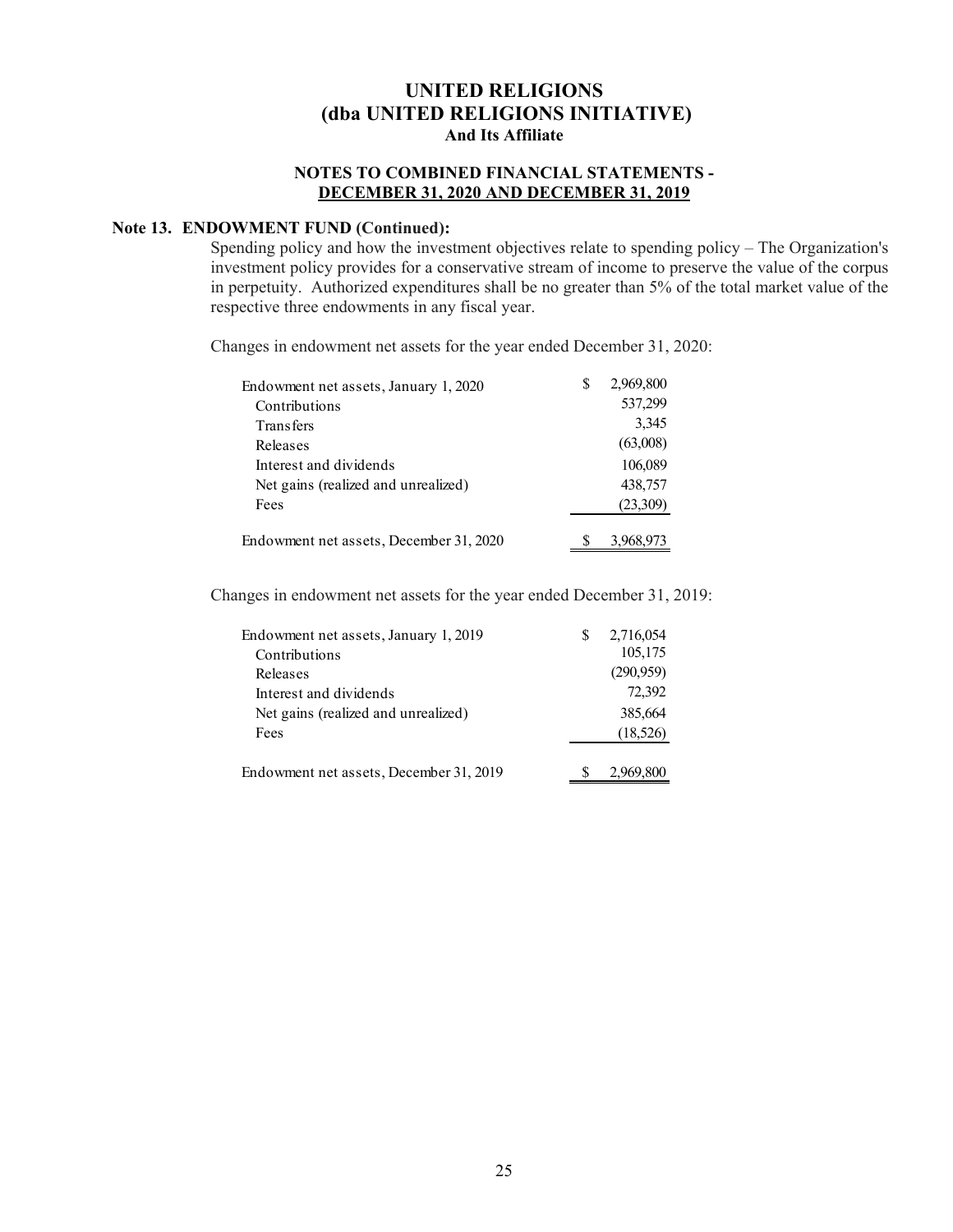# UNITED RELIGIONS
## (dba UNITED RELIGIONS INITIATIVE)
### And Its Affiliate

### NOTES TO COMBINED FINANCIAL STATEMENTS - DECEMBER 31, 2020 AND DECEMBER 31, 2019

**Note 13. ENDOWMENT FUND (Continued):**

Spending policy and how the investment objectives relate to spending policy – The Organization's investment policy provides for a conservative stream of income to preserve the value of the corpus in perpetuity. Authorized expenditures shall be no greater than 5% of the total market value of the respective three endowments in any fiscal year.

Changes in endowment net assets for the year ended December 31, 2020:

| | |
|---|---|
| Endowment net assets, January 1, 2020 | $ 2,969,800 |
| Contributions | 537,299 |
| Transfers | 3,345 |
| Releases | (63,008) |
| Interest and dividends | 106,089 |
| Net gains (realized and unrealized) | 438,757 |
| Fees | (23,309) |
| Endowment net assets, December 31, 2020 | $ 3,968,973 |

Changes in endowment net assets for the year ended December 31, 2019:

| | |
|---|---|
| Endowment net assets, January 1, 2019 | $ 2,716,054 |
| Contributions | 105,175 |
| Releases | (290,959) |
| Interest and dividends | 72,392 |
| Net gains (realized and unrealized) | 385,664 |
| Fees | (18,526) |
| Endowment net assets, December 31, 2019 | $ 2,969,800 |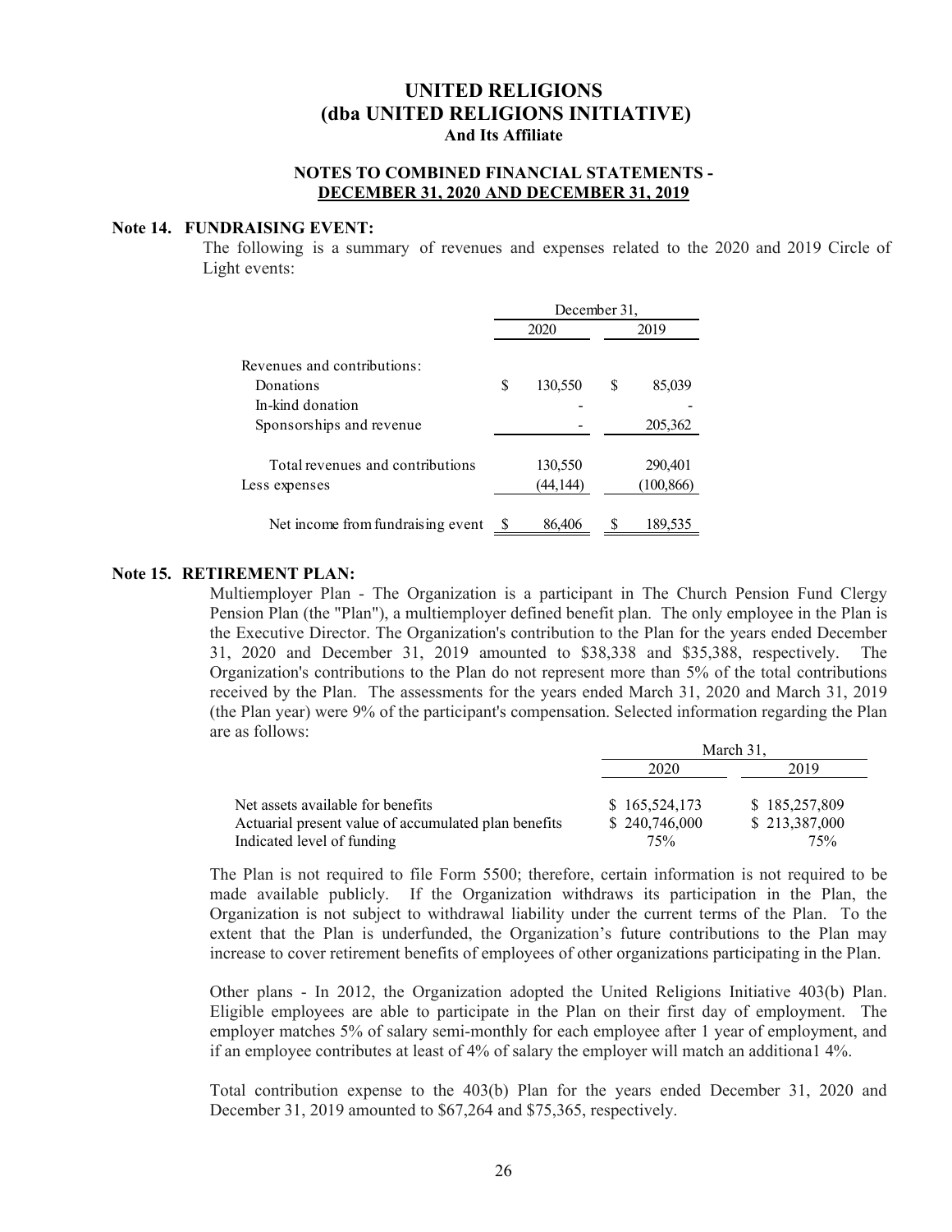# UNITED RELIGIONS
## (dba UNITED RELIGIONS INITIATIVE)
### And Its Affiliate

### NOTES TO COMBINED FINANCIAL STATEMENTS - DECEMBER 31, 2020 AND DECEMBER 31, 2019

**Note 14. FUNDRAISING EVENT:**

The following is a summary of revenues and expenses related to the 2020 and 2019 Circle of Light events:

| | December 31, | |
|---|---|---|
| | 2020 | 2019 |
| Revenues and contributions: | | |
| Donations | $ 130,550 | $ 85,039 |
| In-kind donation | - | - |
| Sponsorships and revenue | - | 205,362 |
| Total revenues and contributions | 130,550 | 290,401 |
| Less expenses | (44,144) | (100,866) |
| Net income from fundraising event | $ 86,406 | $ 189,535 |

**Note 15. RETIREMENT PLAN:**

Multiemployer Plan - The Organization is a participant in The Church Pension Fund Clergy Pension Plan (the "Plan"), a multiemployer defined benefit plan. The only employee in the Plan is the Executive Director. The Organization's contribution to the Plan for the years ended December 31, 2020 and December 31, 2019 amounted to $38,338 and $35,388, respectively. The Organization's contributions to the Plan do not represent more than 5% of the total contributions received by the Plan. The assessments for the years ended March 31, 2020 and March 31, 2019 (the Plan year) were 9% of the participant's compensation. Selected information regarding the Plan are as follows:

| | March 31, | |
|---|---|---|
| | 2020 | 2019 |
| Net assets available for benefits | $ 165,524,173 | $ 185,257,809 |
| Actuarial present value of accumulated plan benefits | $ 240,746,000 | $ 213,387,000 |
| Indicated level of funding | 75% | 75% |

The Plan is not required to file Form 5500; therefore, certain information is not required to be made available publicly. If the Organization withdraws its participation in the Plan, the Organization is not subject to withdrawal liability under the current terms of the Plan. To the extent that the Plan is underfunded, the Organization's future contributions to the Plan may increase to cover retirement benefits of employees of other organizations participating in the Plan.

Other plans - In 2012, the Organization adopted the United Religions Initiative 403(b) Plan. Eligible employees are able to participate in the Plan on their first day of employment. The employer matches 5% of salary semi-monthly for each employee after 1 year of employment, and if an employee contributes at least of 4% of salary the employer will match an additiona1 4%.

Total contribution expense to the 403(b) Plan for the years ended December 31, 2020 and December 31, 2019 amounted to $67,264 and $75,365, respectively.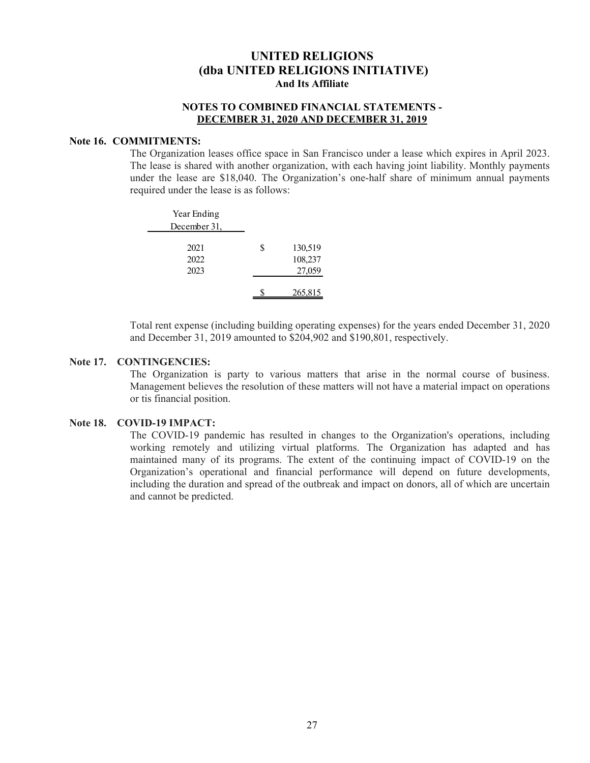# UNITED RELIGIONS
# (dba UNITED RELIGIONS INITIATIVE)
### And Its Affiliate

### NOTES TO COMBINED FINANCIAL STATEMENTS - DECEMBER 31, 2020 AND DECEMBER 31, 2019

**Note 16. COMMITMENTS:**

The Organization leases office space in San Francisco under a lease which expires in April 2023. The lease is shared with another organization, with each having joint liability. Monthly payments under the lease are $18,040. The Organization's one-half share of minimum annual payments required under the lease is as follows:

| Year Ending December 31, | |
|---|---|
| 2021 | $ 130,519 |
| 2022 | 108,237 |
| 2023 | 27,059 |
| | $ 265,815 |

Total rent expense (including building operating expenses) for the years ended December 31, 2020 and December 31, 2019 amounted to $204,902 and $190,801, respectively.

**Note 17. CONTINGENCIES:**

The Organization is party to various matters that arise in the normal course of business. Management believes the resolution of these matters will not have a material impact on operations or tis financial position.

**Note 18. COVID-19 IMPACT:**

The COVID-19 pandemic has resulted in changes to the Organization's operations, including working remotely and utilizing virtual platforms. The Organization has adapted and has maintained many of its programs. The extent of the continuing impact of COVID-19 on the Organization's operational and financial performance will depend on future developments, including the duration and spread of the outbreak and impact on donors, all of which are uncertain and cannot be predicted.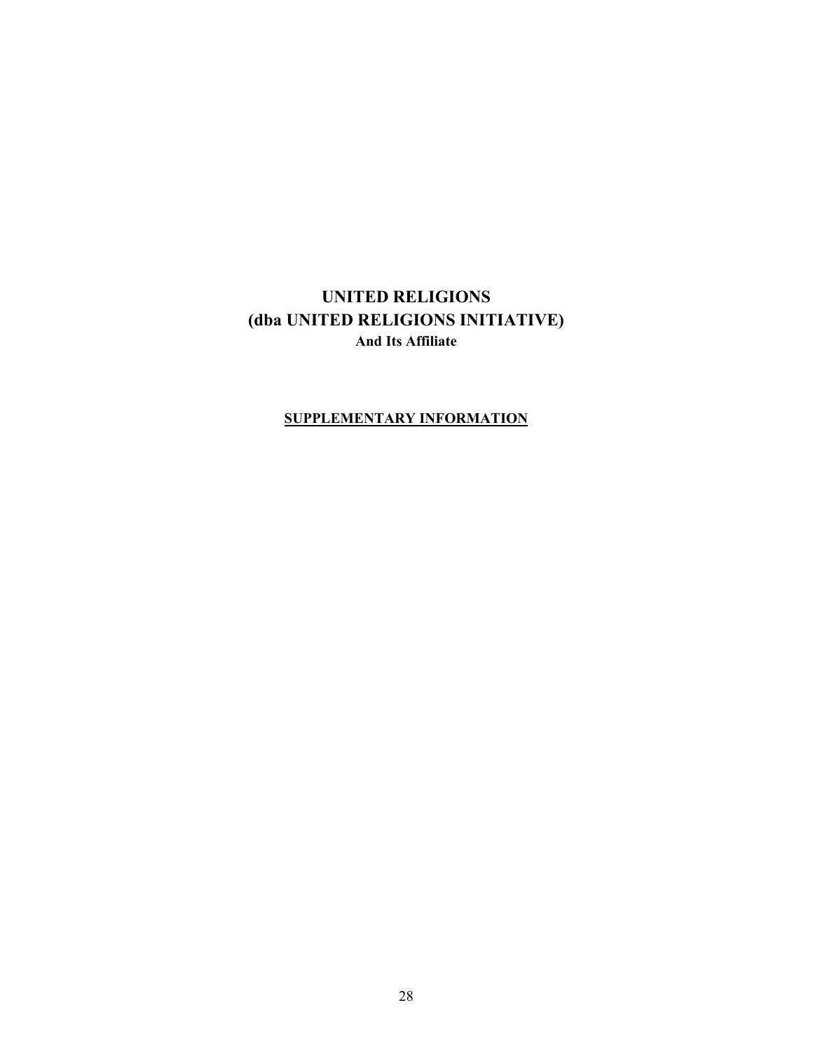# UNITED RELIGIONS
# (dba UNITED RELIGIONS INITIATIVE)
**And Its Affiliate**

**SUPPLEMENTARY INFORMATION**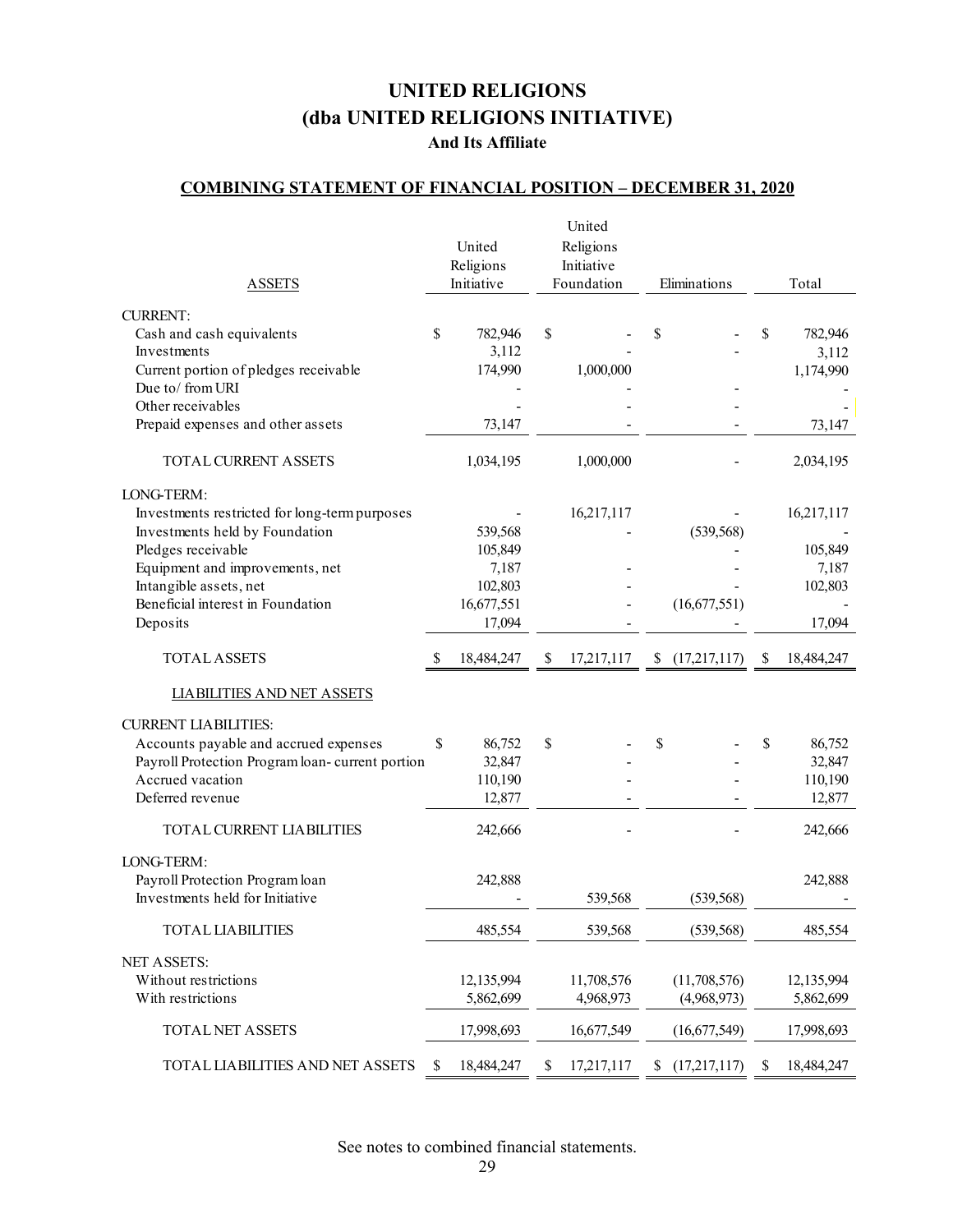# UNITED RELIGIONS
# (dba UNITED RELIGIONS INITIATIVE)
### And Its Affiliate

## COMBINING STATEMENT OF FINANCIAL POSITION – DECEMBER 31, 2020

| ASSETS | United Religions Initiative | United Religions Initiative Foundation | Eliminations | Total |
|---|---|---|---|---|
| CURRENT: | | | | |
| Cash and cash equivalents | $ 782,946 | $ - | $ - | $ 782,946 |
| Investments | 3,112 | - | - | 3,112 |
| Current portion of pledges receivable | 174,990 | 1,000,000 | | 1,174,990 |
| Due to/ from URI | - | - | - | - |
| Other receivables | - | - | - | - |
| Prepaid expenses and other assets | 73,147 | - | - | 73,147 |
| TOTAL CURRENT ASSETS | 1,034,195 | 1,000,000 | - | 2,034,195 |
| LONG-TERM: | | | | |
| Investments restricted for long-term purposes | - | 16,217,117 | - | 16,217,117 |
| Investments held by Foundation | 539,568 | - | (539,568) | - |
| Pledges receivable | 105,849 | | - | 105,849 |
| Equipment and improvements, net | 7,187 | - | - | 7,187 |
| Intangible assets, net | 102,803 | - | - | 102,803 |
| Beneficial interest in Foundation | 16,677,551 | - | (16,677,551) | - |
| Deposits | 17,094 | - | - | 17,094 |
| TOTAL ASSETS | $ 18,484,247 | $ 17,217,117 | $ (17,217,117) | $ 18,484,247 |
| LIABILITIES AND NET ASSETS | | | | |
| CURRENT LIABILITIES: | | | | |
| Accounts payable and accrued expenses | $ 86,752 | $ - | $ - | $ 86,752 |
| Payroll Protection Program loan- current portion | 32,847 | - | - | 32,847 |
| Accrued vacation | 110,190 | - | - | 110,190 |
| Deferred revenue | 12,877 | - | - | 12,877 |
| TOTAL CURRENT LIABILITIES | 242,666 | - | - | 242,666 |
| LONG-TERM: | | | | |
| Payroll Protection Program loan | 242,888 | | | 242,888 |
| Investments held for Initiative | - | 539,568 | (539,568) | - |
| TOTAL LIABILITIES | 485,554 | 539,568 | (539,568) | 485,554 |
| NET ASSETS: | | | | |
| Without restrictions | 12,135,994 | 11,708,576 | (11,708,576) | 12,135,994 |
| With restrictions | 5,862,699 | 4,968,973 | (4,968,973) | 5,862,699 |
| TOTAL NET ASSETS | 17,998,693 | 16,677,549 | (16,677,549) | 17,998,693 |
| TOTAL LIABILITIES AND NET ASSETS | $ 18,484,247 | $ 17,217,117 | $ (17,217,117) | $ 18,484,247 |

See notes to combined financial statements.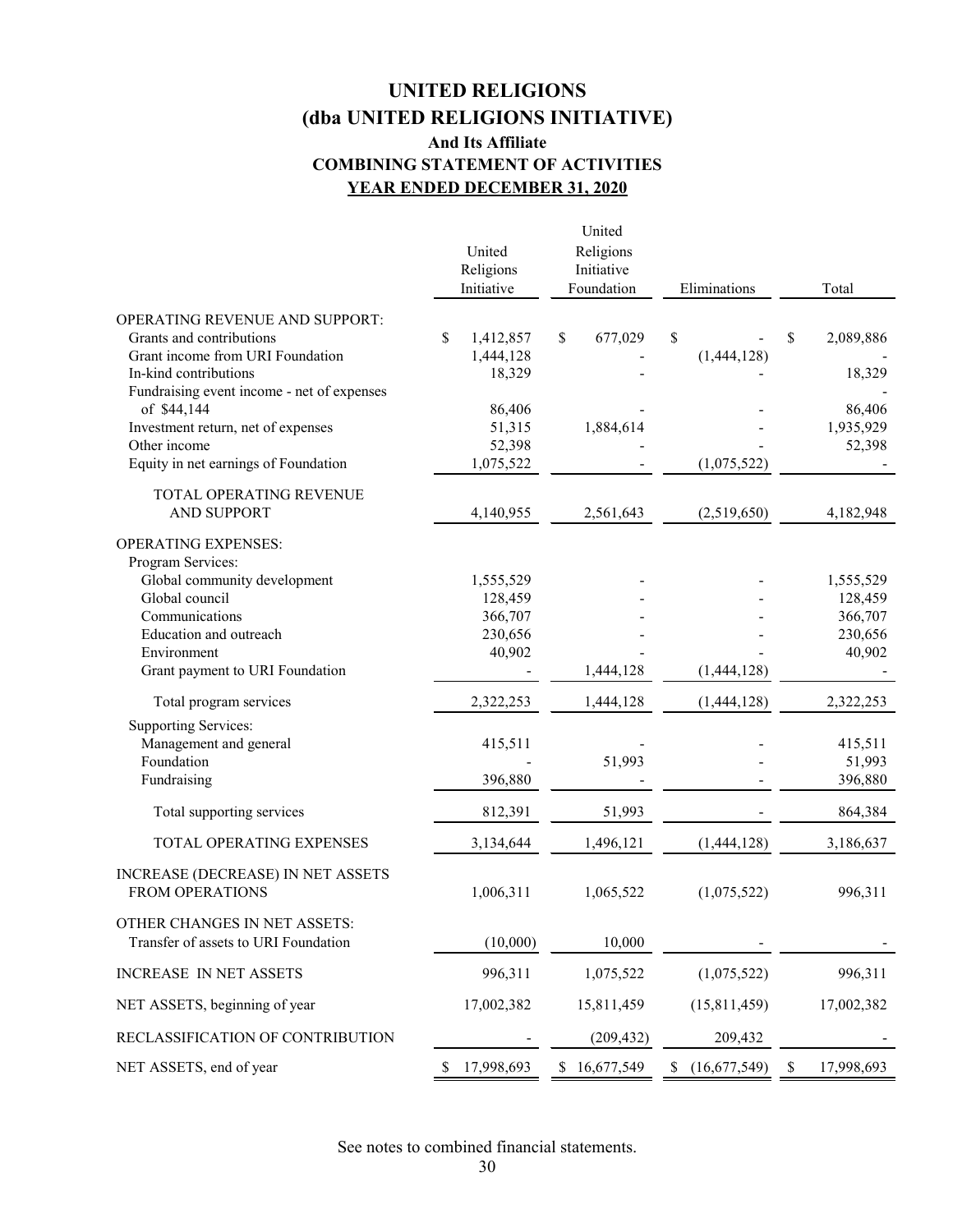# UNITED RELIGIONS
# (dba UNITED RELIGIONS INITIATIVE)
### And Its Affiliate
### COMBINING STATEMENT OF ACTIVITIES
### YEAR ENDED DECEMBER 31, 2020

| | United Religions Initiative | United Religions Initiative Foundation | Eliminations | Total |
|---|---|---|---|---|
| OPERATING REVENUE AND SUPPORT: | | | | |
| Grants and contributions | $ 1,412,857 | $ 677,029 | $ - | $ 2,089,886 |
| Grant income from URI Foundation | 1,444,128 | - | (1,444,128) | - |
| In-kind contributions | 18,329 | - | - | 18,329 |
| Fundraising event income - net of expenses of $44,144 | 86,406 | - | - | 86,406 |
| Investment return, net of expenses | 51,315 | 1,884,614 | - | 1,935,929 |
| Other income | 52,398 | - | - | 52,398 |
| Equity in net earnings of Foundation | 1,075,522 | - | (1,075,522) | - |
| TOTAL OPERATING REVENUE AND SUPPORT | 4,140,955 | 2,561,643 | (2,519,650) | 4,182,948 |
| OPERATING EXPENSES: | | | | |
| Program Services: | | | | |
| Global community development | 1,555,529 | - | - | 1,555,529 |
| Global council | 128,459 | - | - | 128,459 |
| Communications | 366,707 | - | - | 366,707 |
| Education and outreach | 230,656 | - | - | 230,656 |
| Environment | 40,902 | - | - | 40,902 |
| Grant payment to URI Foundation | - | 1,444,128 | (1,444,128) | - |
| Total program services | 2,322,253 | 1,444,128 | (1,444,128) | 2,322,253 |
| Supporting Services: | | | | |
| Management and general | 415,511 | - | - | 415,511 |
| Foundation | - | 51,993 | - | 51,993 |
| Fundraising | 396,880 | - | - | 396,880 |
| Total supporting services | 812,391 | 51,993 | - | 864,384 |
| TOTAL OPERATING EXPENSES | 3,134,644 | 1,496,121 | (1,444,128) | 3,186,637 |
| INCREASE (DECREASE) IN NET ASSETS FROM OPERATIONS | 1,006,311 | 1,065,522 | (1,075,522) | 996,311 |
| OTHER CHANGES IN NET ASSETS: | | | | |
| Transfer of assets to URI Foundation | (10,000) | 10,000 | - | - |
| INCREASE IN NET ASSETS | 996,311 | 1,075,522 | (1,075,522) | 996,311 |
| NET ASSETS, beginning of year | 17,002,382 | 15,811,459 | (15,811,459) | 17,002,382 |
| RECLASSIFICATION OF CONTRIBUTION | - | (209,432) | 209,432 | - |
| NET ASSETS, end of year | $ 17,998,693 | $ 16,677,549 | $ (16,677,549) | $ 17,998,693 |

See notes to combined financial statements.